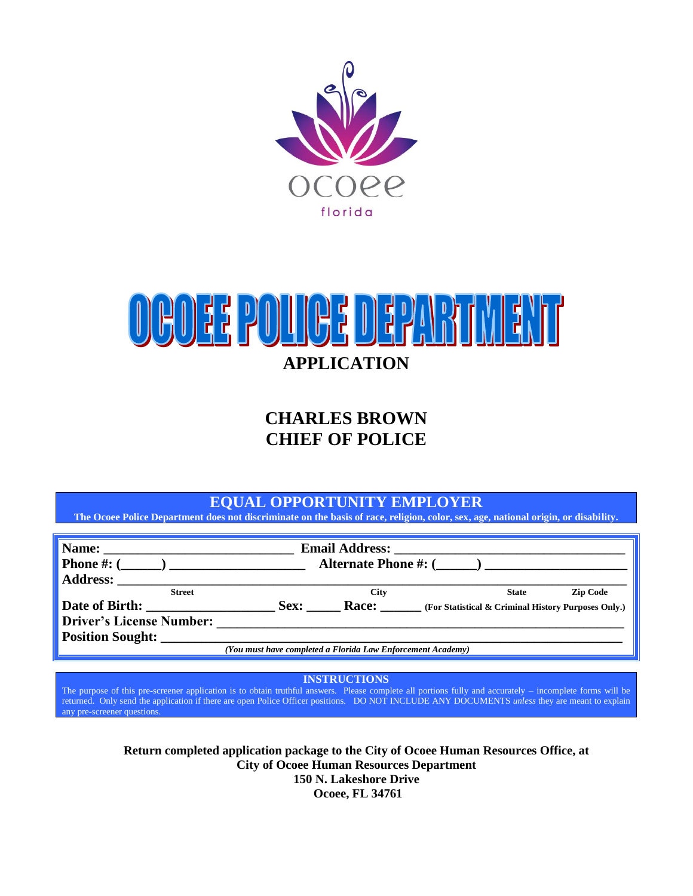ocoee
florida

# OCOEE POLICE DEPARTMENT

## APPLICATION

## CHARLES BROWN
## CHIEF OF POLICE

**EQUAL OPPORTUNITY EMPLOYER**

**The Ocoee Police Department does not discriminate on the basis of race, religion, color, sex, age, national origin, or disability.**

**Name:** ___________________________ **Email Address:** _________________________________

**Phone #: (\_\_\_\_\_\_)** ___________________ **Alternate Phone #: (\_\_\_\_\_\_)** ____________________

**Address:** _______________________________________________________________________

Street | City | State | Zip Code

**Date of Birth:** __________________ **Sex:** _____ **Race:** ______ **(For Statistical & Criminal History Purposes Only.)**

**Driver's License Number:** _____________________________________________________________

**Position Sought:** ____________________________________________________________________

***(You must have completed a Florida Law Enforcement Academy)***

**INSTRUCTIONS**

The purpose of this pre-screener application is to obtain truthful answers. Please complete all portions fully and accurately – incomplete forms will be returned. Only send the application if there are open Police Officer positions. DO NOT INCLUDE ANY DOCUMENTS *unless* they are meant to explain any pre-screener questions.

**Return completed application package to the City of Ocoee Human Resources Office, at**
**City of Ocoee Human Resources Department**
**150 N. Lakeshore Drive**
**Ocoee, FL 34761**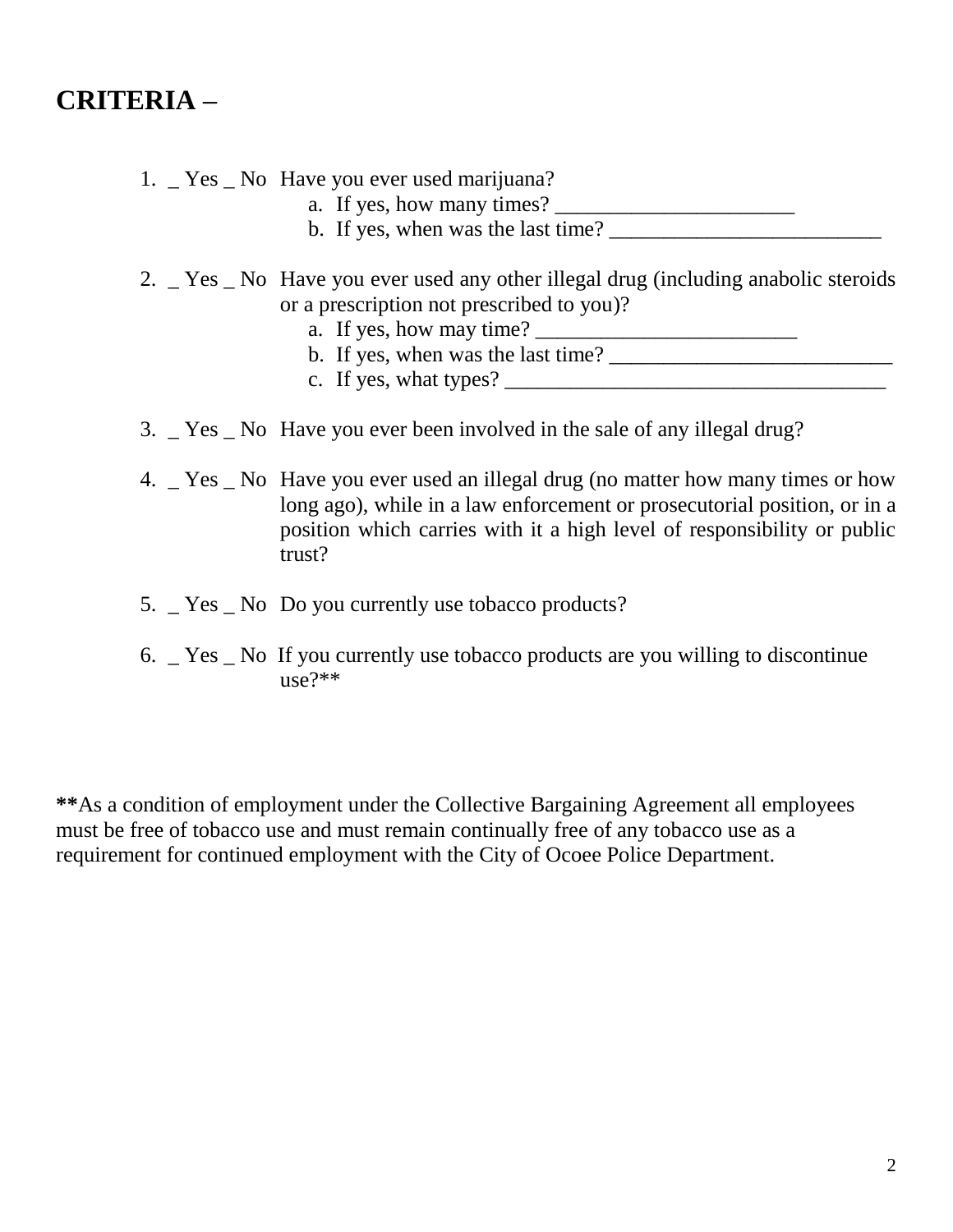## CRITERIA –

1. _ Yes _ No Have you ever used marijuana?
   a. If yes, how many times? ______________________
   b. If yes, when was the last time? _________________________

2. _ Yes _ No Have you ever used any other illegal drug (including anabolic steroids or a prescription not prescribed to you)?
   a. If yes, how may time? ________________________
   b. If yes, when was the last time? __________________________
   c. If yes, what types? ___________________________________

3. _ Yes _ No Have you ever been involved in the sale of any illegal drug?

4. _ Yes _ No Have you ever used an illegal drug (no matter how many times or how long ago), while in a law enforcement or prosecutorial position, or in a position which carries with it a high level of responsibility or public trust?

5. _ Yes _ No Do you currently use tobacco products?

6. _ Yes _ No If you currently use tobacco products are you willing to discontinue use?**

**As a condition of employment under the Collective Bargaining Agreement all employees must be free of tobacco use and must remain continually free of any tobacco use as a requirement for continued employment with the City of Ocoee Police Department.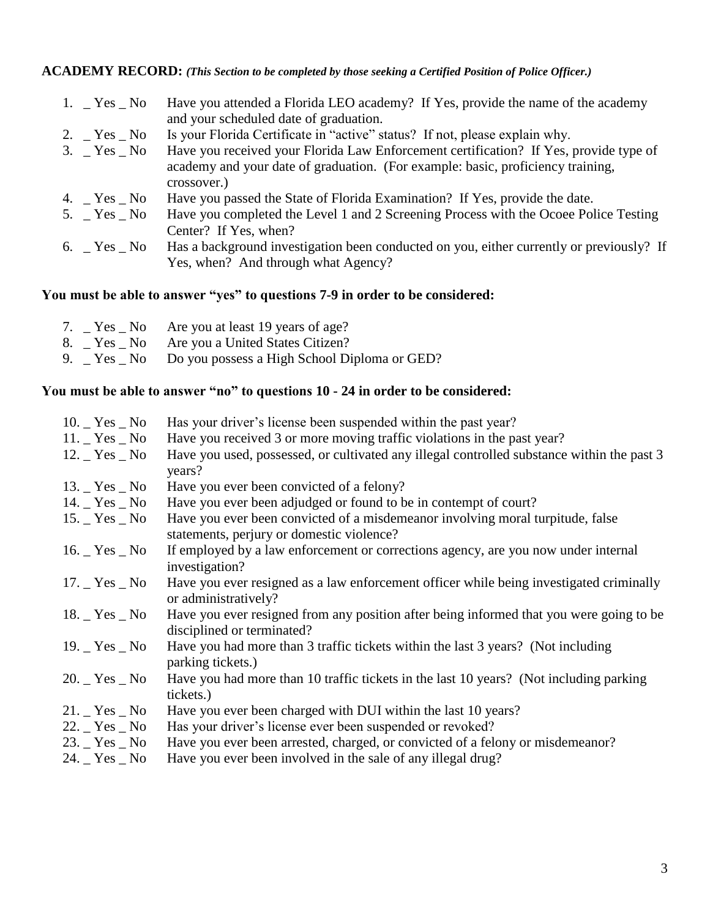**ACADEMY RECORD:** ***(This Section to be completed by those seeking a Certified Position of Police Officer.)***

1. _ Yes _ No Have you attended a Florida LEO academy? If Yes, provide the name of the academy and your scheduled date of graduation.
2. _ Yes _ No Is your Florida Certificate in "active" status? If not, please explain why.
3. _ Yes _ No Have you received your Florida Law Enforcement certification? If Yes, provide type of academy and your date of graduation. (For example: basic, proficiency training, crossover.)
4. _ Yes _ No Have you passed the State of Florida Examination? If Yes, provide the date.
5. _ Yes _ No Have you completed the Level 1 and 2 Screening Process with the Ocoee Police Testing Center? If Yes, when?
6. _ Yes _ No Has a background investigation been conducted on you, either currently or previously? If Yes, when? And through what Agency?

**You must be able to answer "yes" to questions 7-9 in order to be considered:**

7. _ Yes _ No Are you at least 19 years of age?
8. _ Yes _ No Are you a United States Citizen?
9. _ Yes _ No Do you possess a High School Diploma or GED?

**You must be able to answer "no" to questions 10 - 24 in order to be considered:**

10. _ Yes _ No Has your driver's license been suspended within the past year?
11. _ Yes _ No Have you received 3 or more moving traffic violations in the past year?
12. _ Yes _ No Have you used, possessed, or cultivated any illegal controlled substance within the past 3 years?
13. _ Yes _ No Have you ever been convicted of a felony?
14. _ Yes _ No Have you ever been adjudged or found to be in contempt of court?
15. _ Yes _ No Have you ever been convicted of a misdemeanor involving moral turpitude, false statements, perjury or domestic violence?
16. _ Yes _ No If employed by a law enforcement or corrections agency, are you now under internal investigation?
17. _ Yes _ No Have you ever resigned as a law enforcement officer while being investigated criminally or administratively?
18. _ Yes _ No Have you ever resigned from any position after being informed that you were going to be disciplined or terminated?
19. _ Yes _ No Have you had more than 3 traffic tickets within the last 3 years? (Not including parking tickets.)
20. _ Yes _ No Have you had more than 10 traffic tickets in the last 10 years? (Not including parking tickets.)
21. _ Yes _ No Have you ever been charged with DUI within the last 10 years?
22. _ Yes _ No Has your driver's license ever been suspended or revoked?
23. _ Yes _ No Have you ever been arrested, charged, or convicted of a felony or misdemeanor?
24. _ Yes _ No Have you ever been involved in the sale of any illegal drug?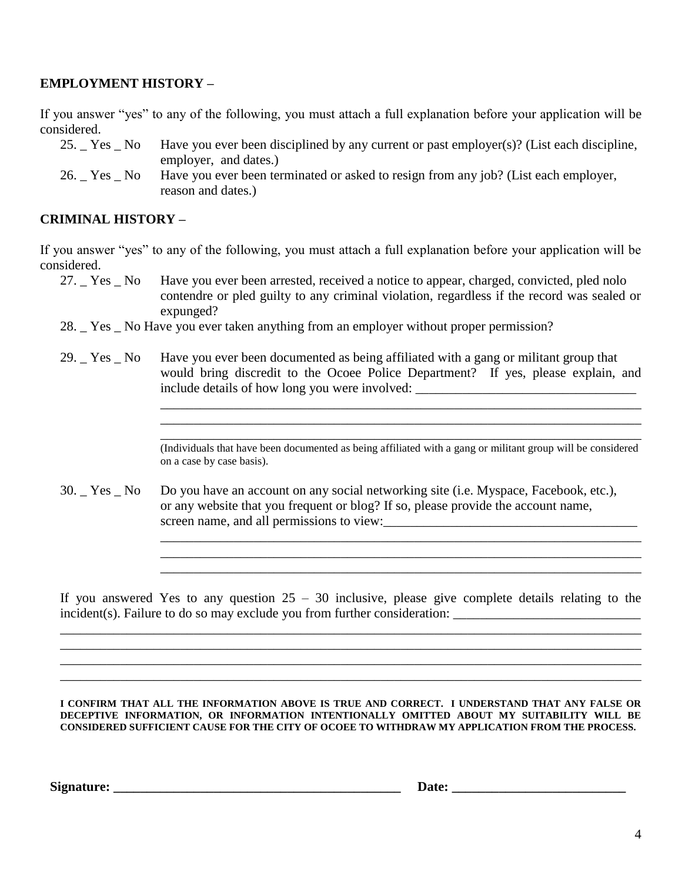**EMPLOYMENT HISTORY –**

If you answer "yes" to any of the following, you must attach a full explanation before your application will be considered.

25. _ Yes _ No Have you ever been disciplined by any current or past employer(s)? (List each discipline, employer, and dates.)
26. _ Yes _ No Have you ever been terminated or asked to resign from any job? (List each employer, reason and dates.)

**CRIMINAL HISTORY –**

If you answer "yes" to any of the following, you must attach a full explanation before your application will be considered.

27. _ Yes _ No Have you ever been arrested, received a notice to appear, charged, convicted, pled nolo contendre or pled guilty to any criminal violation, regardless if the record was sealed or expunged?
28. _ Yes _ No Have you ever taken anything from an employer without proper permission?
29. _ Yes _ No Have you ever been documented as being affiliated with a gang or militant group that would bring discredit to the Ocoee Police Department? If yes, please explain, and include details of how long you were involved: ________________________________

    ____________________________________________________________________________
    ____________________________________________________________________________
    ____________________________________________________________________________
    (Individuals that have been documented as being affiliated with a gang or militant group will be considered on a case by case basis).

30. _ Yes _ No Do you have an account on any social networking site (i.e. Myspace, Facebook, etc.), or any website that you frequent or blog? If so, please provide the account name, screen name, and all permissions to view:____________________________________

    ____________________________________________________________________________
    ____________________________________________________________________________
    ____________________________________________________________________________

If you answered Yes to any question 25 – 30 inclusive, please give complete details relating to the incident(s). Failure to do so may exclude you from further consideration: ____________________________

____________________________________________________________________________________
____________________________________________________________________________________
____________________________________________________________________________________
____________________________________________________________________________________

**I CONFIRM THAT ALL THE INFORMATION ABOVE IS TRUE AND CORRECT. I UNDERSTAND THAT ANY FALSE OR DECEPTIVE INFORMATION, OR INFORMATION INTENTIONALLY OMITTED ABOUT MY SUITABILITY WILL BE CONSIDERED SUFFICIENT CAUSE FOR THE CITY OF OCOEE TO WITHDRAW MY APPLICATION FROM THE PROCESS.**

**Signature: _____________________________________________ Date: __________________________**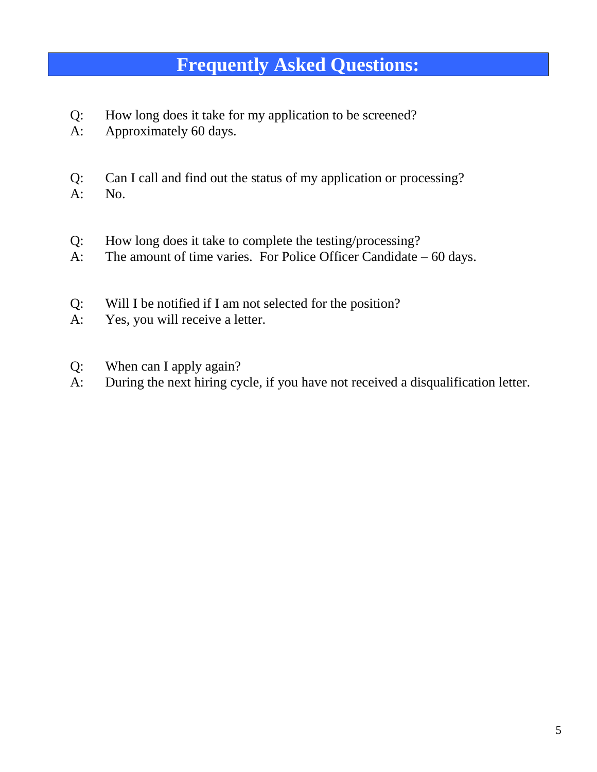# Frequently Asked Questions:

Q: How long does it take for my application to be screened?
A: Approximately 60 days.

Q: Can I call and find out the status of my application or processing?
A: No.

Q: How long does it take to complete the testing/processing?
A: The amount of time varies. For Police Officer Candidate – 60 days.

Q: Will I be notified if I am not selected for the position?
A: Yes, you will receive a letter.

Q: When can I apply again?
A: During the next hiring cycle, if you have not received a disqualification letter.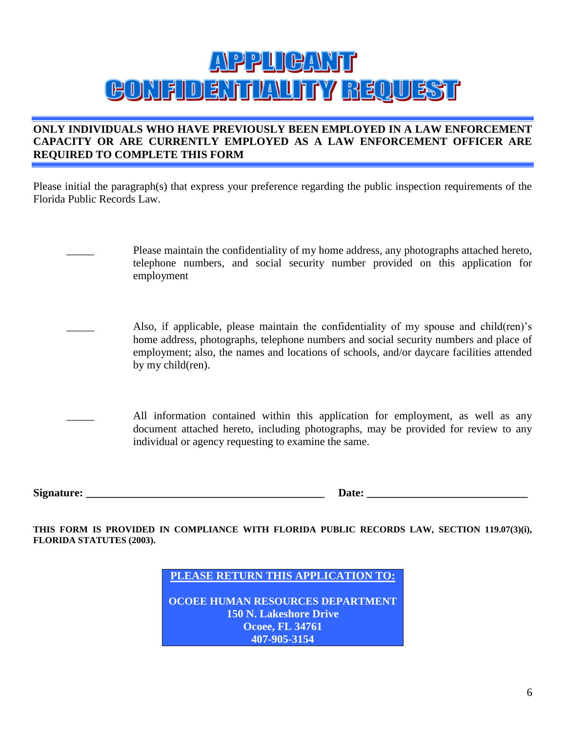# APPLICANT CONFIDENTIALITY REQUEST

**ONLY INDIVIDUALS WHO HAVE PREVIOUSLY BEEN EMPLOYED IN A LAW ENFORCEMENT CAPACITY OR ARE CURRENTLY EMPLOYED AS A LAW ENFORCEMENT OFFICER ARE REQUIRED TO COMPLETE THIS FORM**

Please initial the paragraph(s) that express your preference regarding the public inspection requirements of the Florida Public Records Law.

_____ Please maintain the confidentiality of my home address, any photographs attached hereto, telephone numbers, and social security number provided on this application for employment

_____ Also, if applicable, please maintain the confidentiality of my spouse and child(ren)'s home address, photographs, telephone numbers and social security numbers and place of employment; also, the names and locations of schools, and/or daycare facilities attended by my child(ren).

_____ All information contained within this application for employment, as well as any document attached hereto, including photographs, may be provided for review to any individual or agency requesting to examine the same.

**Signature:** ____________________________________________ **Date:** _____________________________

**THIS FORM IS PROVIDED IN COMPLIANCE WITH FLORIDA PUBLIC RECORDS LAW, SECTION 119.07(3)(i), FLORIDA STATUTES (2003).**

**PLEASE RETURN THIS APPLICATION TO:**

**OCOEE HUMAN RESOURCES DEPARTMENT**
**150 N. Lakeshore Drive**
**Ocoee, FL 34761**
**407-905-3154**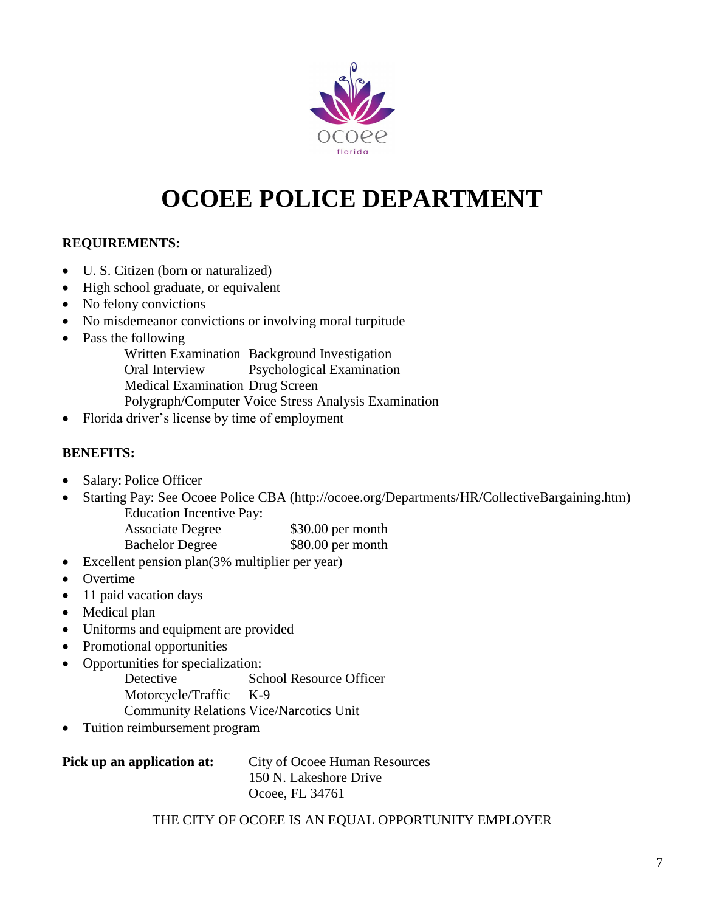# OCOEE POLICE DEPARTMENT

**REQUIREMENTS:**

- U. S. Citizen (born or naturalized)
- High school graduate, or equivalent
- No felony convictions
- No misdemeanor convictions or involving moral turpitude
- Pass the following –
  - Written Examination
  - Background Investigation
  - Oral Interview
  - Psychological Examination
  - Medical Examination
  - Drug Screen
  - Polygraph/Computer Voice Stress Analysis Examination
- Florida driver's license by time of employment

**BENEFITS:**

- Salary: Police Officer
- Starting Pay: See Ocoee Police CBA (http://ocoee.org/Departments/HR/CollectiveBargaining.htm)

  Education Incentive Pay:

  | | |
  |---|---|
  | Associate Degree | $30.00 per month |
  | Bachelor Degree | $80.00 per month |

- Excellent pension plan(3% multiplier per year)
- Overtime
- 11 paid vacation days
- Medical plan
- Uniforms and equipment are provided
- Promotional opportunities
- Opportunities for specialization:
  - Detective
  - School Resource Officer
  - Motorcycle/Traffic
  - K-9
  - Community Relations
  - Vice/Narcotics Unit
- Tuition reimbursement program

**Pick up an application at:** City of Ocoee Human Resources
150 N. Lakeshore Drive
Ocoee, FL 34761

THE CITY OF OCOEE IS AN EQUAL OPPORTUNITY EMPLOYER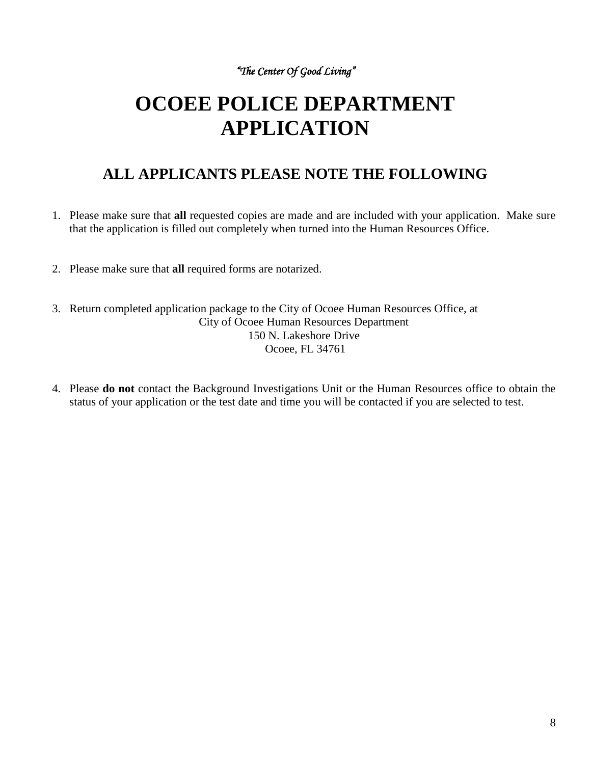*"The Center Of Good Living"*

# OCOEE POLICE DEPARTMENT APPLICATION

## ALL APPLICANTS PLEASE NOTE THE FOLLOWING

1. Please make sure that **all** requested copies are made and are included with your application. Make sure that the application is filled out completely when turned into the Human Resources Office.

2. Please make sure that **all** required forms are notarized.

3. Return completed application package to the City of Ocoee Human Resources Office, at
   City of Ocoee Human Resources Department
   150 N. Lakeshore Drive
   Ocoee, FL 34761

4. Please **do not** contact the Background Investigations Unit or the Human Resources office to obtain the status of your application or the test date and time you will be contacted if you are selected to test.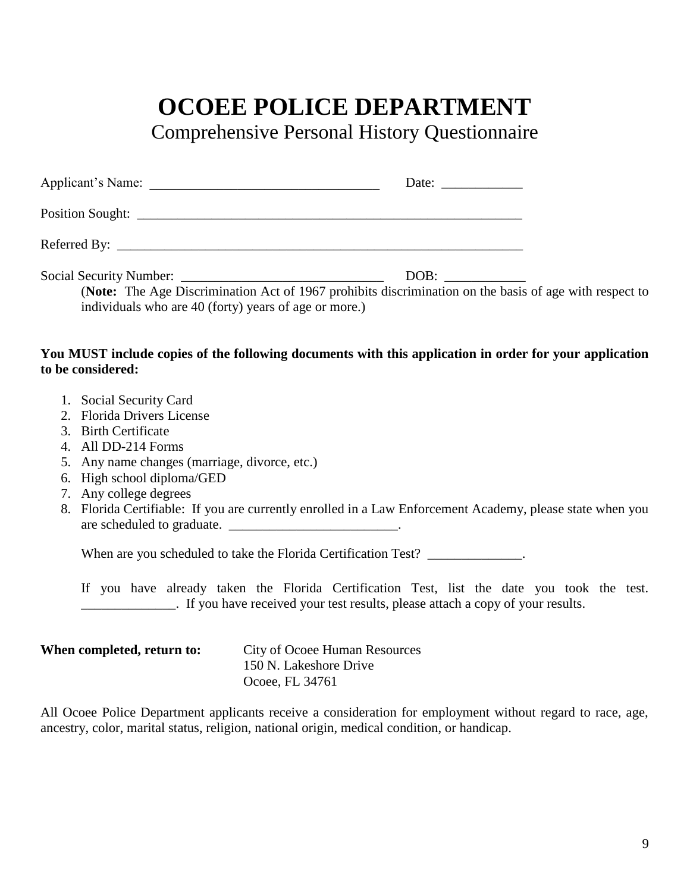# OCOEE POLICE DEPARTMENT

## Comprehensive Personal History Questionnaire

Applicant's Name: ________________________________ Date: ____________

Position Sought: ________________________________________________________

Referred By: ___________________________________________________________

Social Security Number: ____________________________ DOB: ____________

(**Note:** The Age Discrimination Act of 1967 prohibits discrimination on the basis of age with respect to individuals who are 40 (forty) years of age or more.)

**You MUST include copies of the following documents with this application in order for your application to be considered:**

1. Social Security Card
2. Florida Drivers License
3. Birth Certificate
4. All DD-214 Forms
5. Any name changes (marriage, divorce, etc.)
6. High school diploma/GED
7. Any college degrees
8. Florida Certifiable: If you are currently enrolled in a Law Enforcement Academy, please state when you are scheduled to graduate. _________________________.

   When are you scheduled to take the Florida Certification Test? ______________.

   If you have already taken the Florida Certification Test, list the date you took the test. ______________. If you have received your test results, please attach a copy of your results.

**When completed, return to:**

City of Ocoee Human Resources
150 N. Lakeshore Drive
Ocoee, FL 34761

All Ocoee Police Department applicants receive a consideration for employment without regard to race, age, ancestry, color, marital status, religion, national origin, medical condition, or handicap.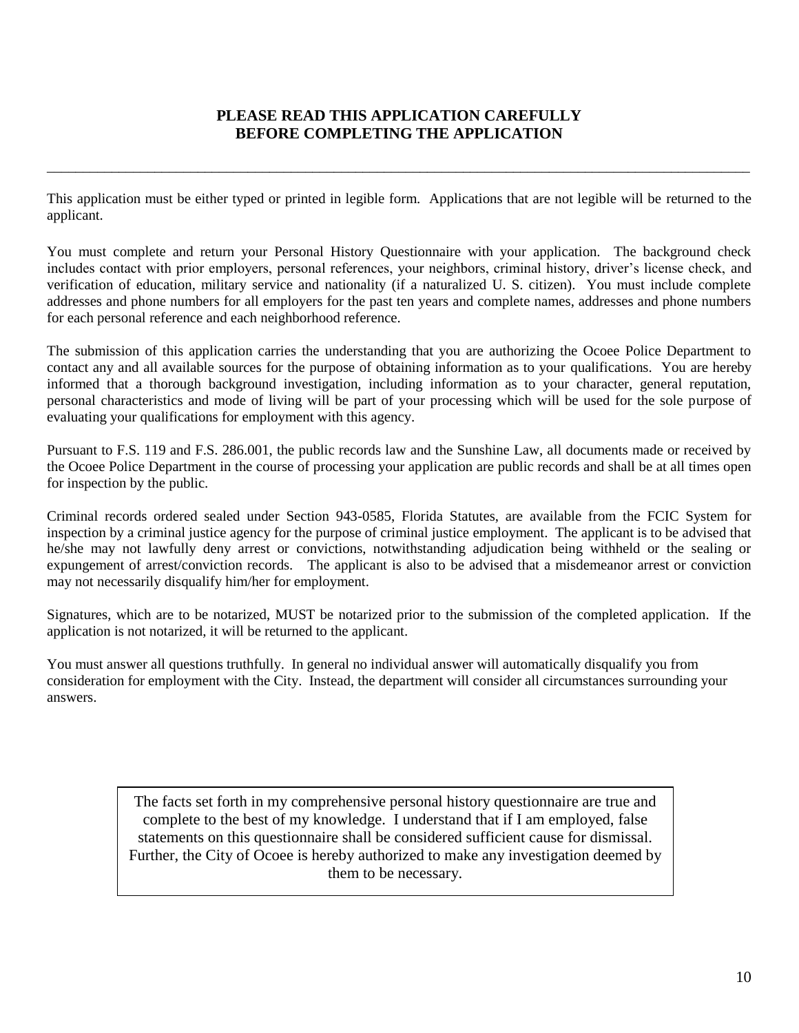**PLEASE READ THIS APPLICATION CAREFULLY**
**BEFORE COMPLETING THE APPLICATION**

---

This application must be either typed or printed in legible form. Applications that are not legible will be returned to the applicant.

You must complete and return your Personal History Questionnaire with your application. The background check includes contact with prior employers, personal references, your neighbors, criminal history, driver's license check, and verification of education, military service and nationality (if a naturalized U. S. citizen). You must include complete addresses and phone numbers for all employers for the past ten years and complete names, addresses and phone numbers for each personal reference and each neighborhood reference.

The submission of this application carries the understanding that you are authorizing the Ocoee Police Department to contact any and all available sources for the purpose of obtaining information as to your qualifications. You are hereby informed that a thorough background investigation, including information as to your character, general reputation, personal characteristics and mode of living will be part of your processing which will be used for the sole purpose of evaluating your qualifications for employment with this agency.

Pursuant to F.S. 119 and F.S. 286.001, the public records law and the Sunshine Law, all documents made or received by the Ocoee Police Department in the course of processing your application are public records and shall be at all times open for inspection by the public.

Criminal records ordered sealed under Section 943-0585, Florida Statutes, are available from the FCIC System for inspection by a criminal justice agency for the purpose of criminal justice employment. The applicant is to be advised that he/she may not lawfully deny arrest or convictions, notwithstanding adjudication being withheld or the sealing or expungement of arrest/conviction records. The applicant is also to be advised that a misdemeanor arrest or conviction may not necessarily disqualify him/her for employment.

Signatures, which are to be notarized, MUST be notarized prior to the submission of the completed application. If the application is not notarized, it will be returned to the applicant.

You must answer all questions truthfully. In general no individual answer will automatically disqualify you from consideration for employment with the City. Instead, the department will consider all circumstances surrounding your answers.

The facts set forth in my comprehensive personal history questionnaire are true and complete to the best of my knowledge. I understand that if I am employed, false statements on this questionnaire shall be considered sufficient cause for dismissal. Further, the City of Ocoee is hereby authorized to make any investigation deemed by them to be necessary.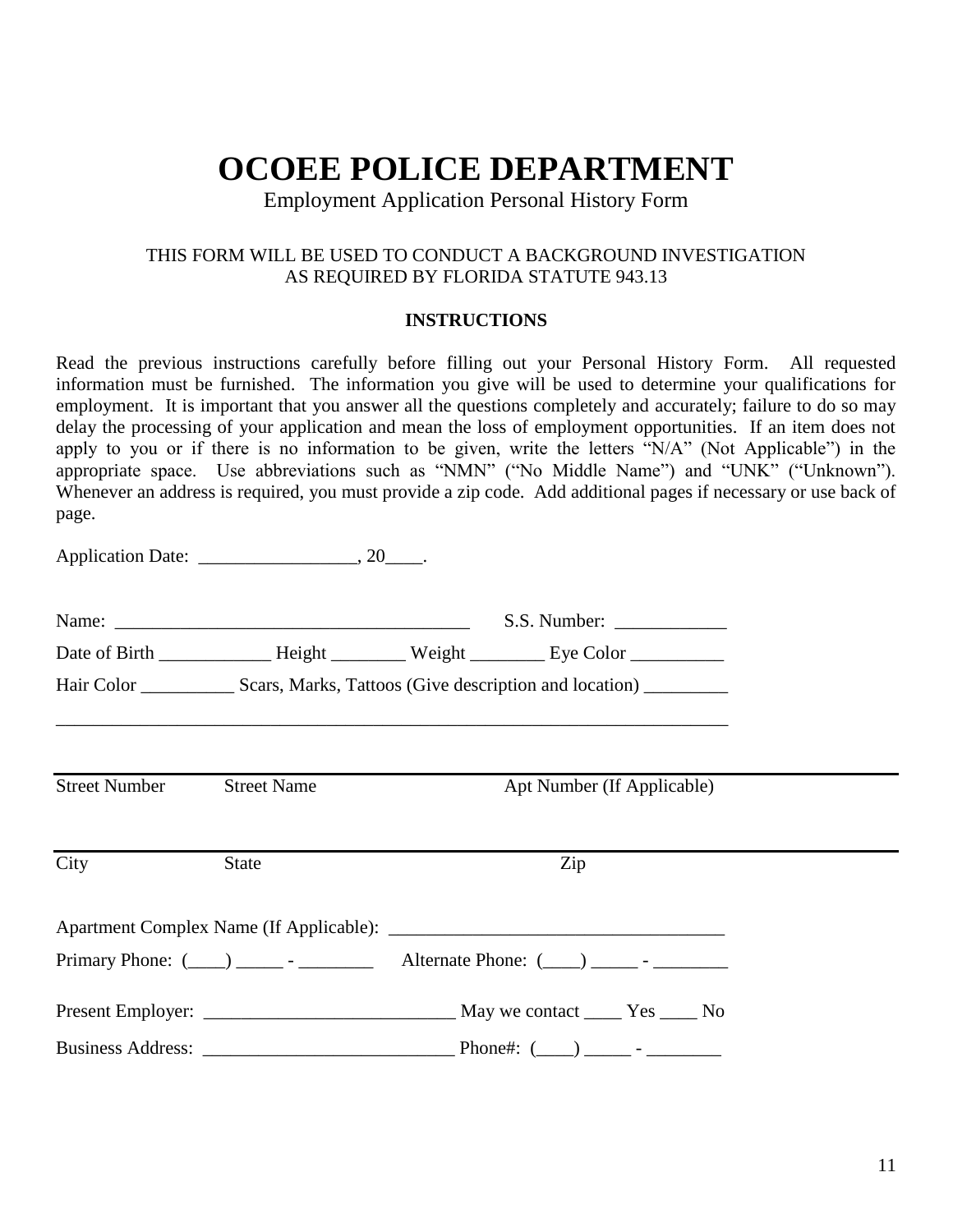# OCOEE POLICE DEPARTMENT

Employment Application Personal History Form

THIS FORM WILL BE USED TO CONDUCT A BACKGROUND INVESTIGATION AS REQUIRED BY FLORIDA STATUTE 943.13

**INSTRUCTIONS**

Read the previous instructions carefully before filling out your Personal History Form. All requested information must be furnished. The information you give will be used to determine your qualifications for employment. It is important that you answer all the questions completely and accurately; failure to do so may delay the processing of your application and mean the loss of employment opportunities. If an item does not apply to you or if there is no information to be given, write the letters "N/A" (Not Applicable") in the appropriate space. Use abbreviations such as "NMN" ("No Middle Name") and "UNK" ("Unknown"). Whenever an address is required, you must provide a zip code. Add additional pages if necessary or use back of page.

Application Date: _________________, 20____.

Name: _______________________________________ S.S. Number: ____________

Date of Birth ____________ Height ________ Weight ________ Eye Color __________

Hair Color __________ Scars, Marks, Tattoos (Give description and location) _________

_____________________________________________________________________________

_____________________________________________________________________________

Street Number &nbsp;&nbsp;&nbsp; Street Name &nbsp;&nbsp;&nbsp; Apt Number (If Applicable)

_____________________________________________________________________________

City &nbsp;&nbsp;&nbsp; State &nbsp;&nbsp;&nbsp; Zip

Apartment Complex Name (If Applicable): ____________________________________

Primary Phone: (____) _____ - ________ &nbsp;&nbsp;&nbsp; Alternate Phone: (____) _____ - ________

Present Employer: ___________________________ May we contact ____ Yes ____ No

Business Address: ___________________________ Phone#: (____) _____ - ________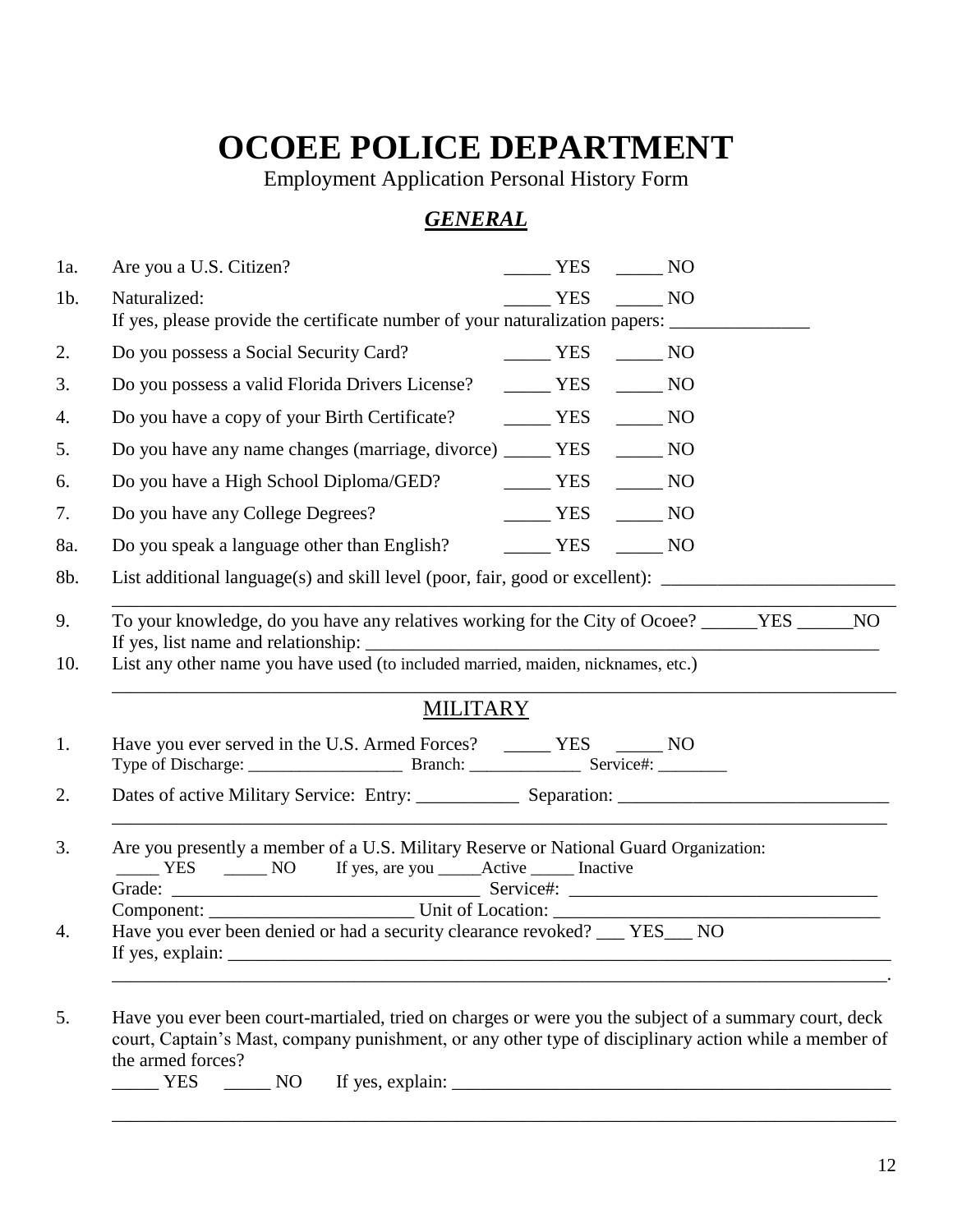# OCOEE POLICE DEPARTMENT

Employment Application Personal History Form

## ***GENERAL***

1a. Are you a U.S. Citizen? _____ YES _____ NO

1b. Naturalized: _____ YES _____ NO
If yes, please provide the certificate number of your naturalization papers: _______________

2. Do you possess a Social Security Card? _____ YES _____ NO

3. Do you possess a valid Florida Drivers License? _____ YES _____ NO

4. Do you have a copy of your Birth Certificate? _____ YES _____ NO

5. Do you have any name changes (marriage, divorce) _____ YES _____ NO

6. Do you have a High School Diploma/GED? _____ YES _____ NO

7. Do you have any College Degrees? _____ YES _____ NO

8a. Do you speak a language other than English? _____ YES _____ NO

8b. List additional language(s) and skill level (poor, fair, good or excellent): _________________________
_______________________________________________________________________________________

9. To your knowledge, do you have any relatives working for the City of Ocoee? ______YES ______NO
If yes, list name and relationship: ________________________________________________________

10. List any other name you have used (to included married, maiden, nicknames, etc.)
_______________________________________________________________________________________

## MILITARY

1. Have you ever served in the U.S. Armed Forces? _____ YES _____ NO
Type of Discharge: __________________ Branch: _____________ Service#: ________

2. Dates of active Military Service: Entry: ___________ Separation: _____________________________
_______________________________________________________________________________________

3. Are you presently a member of a U.S. Military Reserve or National Guard Organization:
_____ YES _____ NO If yes, are you _____Active _____ Inactive
Grade: __________________________________ Service#: __________________________________
Component: ______________________ Unit of Location: ___________________________________

4. Have you ever been denied or had a security clearance revoked? ___ YES___ NO
If yes, explain: _____________________________________________________________________________
_______________________________________________________________________________________.

5. Have you ever been court-martialed, tried on charges or were you the subject of a summary court, deck court, Captain's Mast, company punishment, or any other type of disciplinary action while a member of the armed forces?
_____ YES _____ NO If yes, explain: _________________________________________________
_______________________________________________________________________________________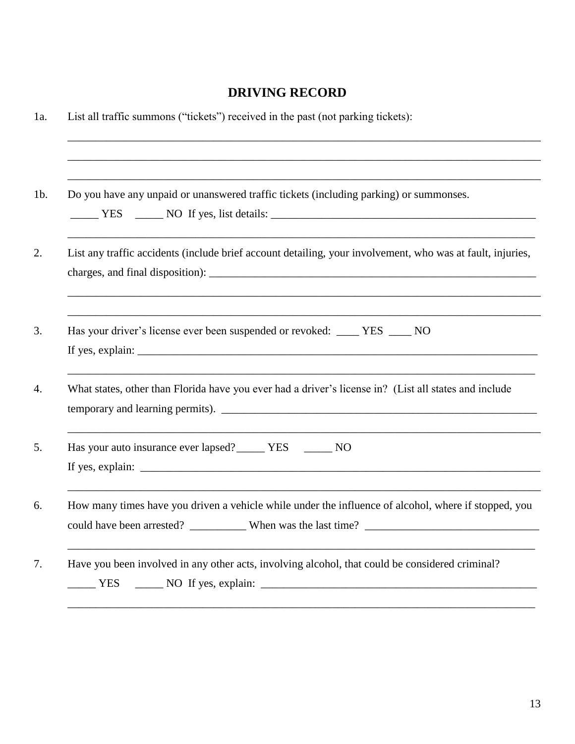# DRIVING RECORD

1a. List all traffic summons ("tickets") received in the past (not parking tickets):

______________________________________________________________________________________

______________________________________________________________________________________

______________________________________________________________________________________

1b. Do you have any unpaid or unanswered traffic tickets (including parking) or summonses.

_____ YES _____ NO If yes, list details: ______________________________________________

______________________________________________________________________________________

2. List any traffic accidents (include brief account detailing, your involvement, who was at fault, injuries, charges, and final disposition): ________________________________________________________

______________________________________________________________________________________

______________________________________________________________________________________

3. Has your driver's license ever been suspended or revoked: ____ YES ____ NO

If yes, explain: ______________________________________________________________________

______________________________________________________________________________________

4. What states, other than Florida have you ever had a driver's license in? (List all states and include temporary and learning permits). ________________________________________________________

______________________________________________________________________________________

5. Has your auto insurance ever lapsed? _____ YES _____ NO

If yes, explain: ______________________________________________________________________

______________________________________________________________________________________

6. How many times have you driven a vehicle while under the influence of alcohol, where if stopped, you could have been arrested? __________ When was the last time? _______________________________

______________________________________________________________________________________

7. Have you been involved in any other acts, involving alcohol, that could be considered criminal?

_____ YES _____ NO If yes, explain: _________________________________________________

______________________________________________________________________________________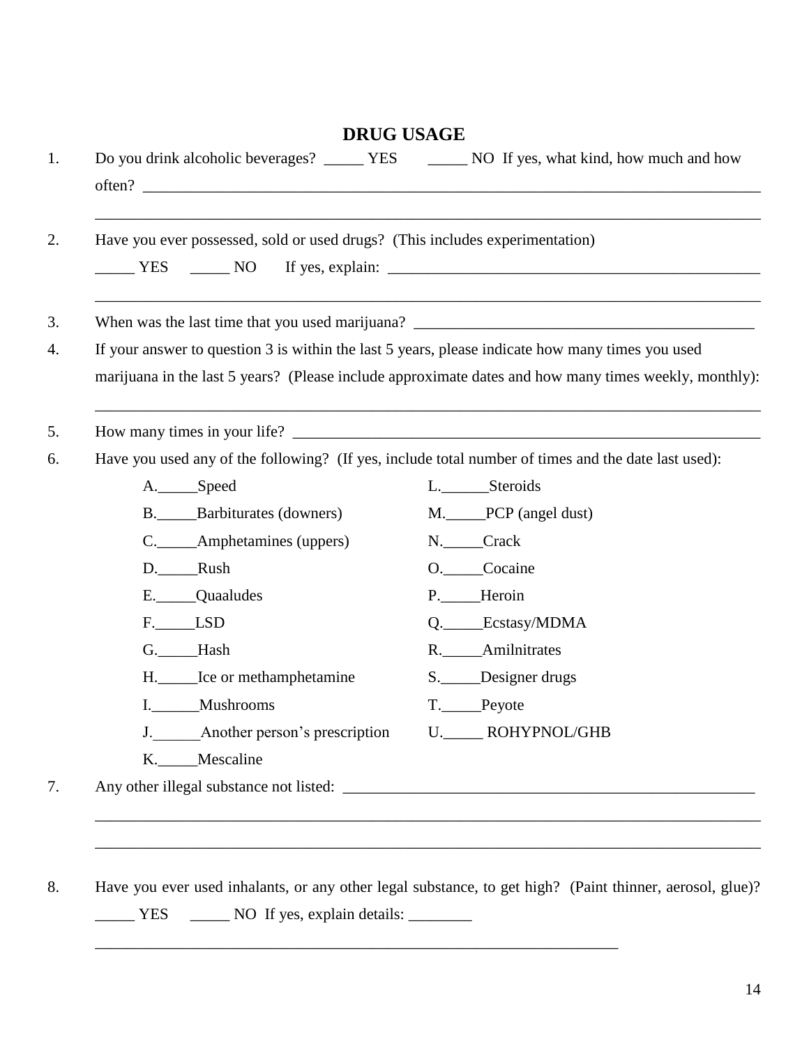# DRUG USAGE

1. Do you drink alcoholic beverages? _____ YES _____ NO If yes, what kind, how much and how often? ______________________________________________________________________________

   ______________________________________________________________________________

2. Have you ever possessed, sold or used drugs? (This includes experimentation)

   _____ YES _____ NO If yes, explain: ________________________________________________

   ______________________________________________________________________________

3. When was the last time that you used marijuana? _________________________________________

4. If your answer to question 3 is within the last 5 years, please indicate how many times you used marijuana in the last 5 years? (Please include approximate dates and how many times weekly, monthly):

   ______________________________________________________________________________

5. How many times in your life? ______________________________________________________

6. Have you used any of the following? (If yes, include total number of times and the date last used):

   A._____Speed
   B._____Barbiturates (downers)
   C._____Amphetamines (uppers)
   D._____Rush
   E._____Quaaludes
   F._____LSD
   G._____Hash
   H._____Ice or methamphetamine
   I.______Mushrooms
   J.______Another person's prescription
   K._____Mescaline
   L.______Steroids
   M._____PCP (angel dust)
   N._____Crack
   O._____Cocaine
   P._____Heroin
   Q._____Ecstasy/MDMA
   R._____Amilnitrates
   S._____Designer drugs
   T._____Peyote
   U._____ ROHYPNOL/GHB

7. Any other illegal substance not listed: ____________________________________________________

   ______________________________________________________________________________

   ______________________________________________________________________________

8. Have you ever used inhalants, or any other legal substance, to get high? (Paint thinner, aerosol, glue)?

   _____ YES _____ NO If yes, explain details: ________

   ______________________________________________________________________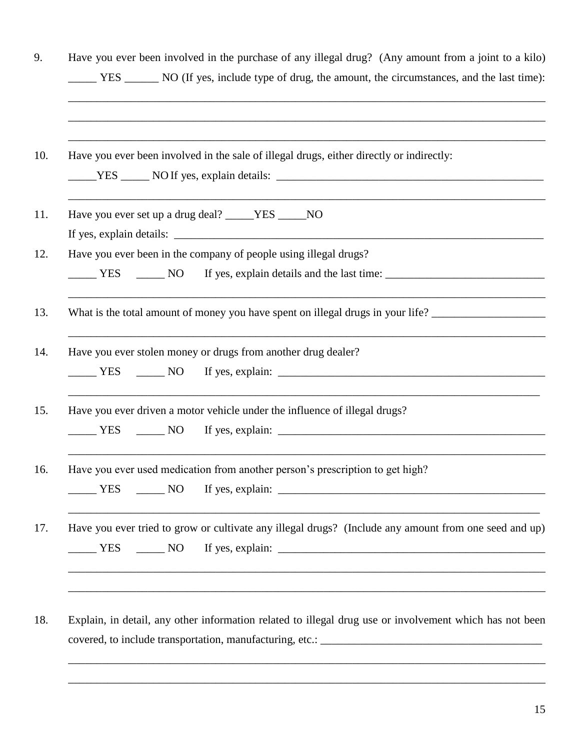9. Have you ever been involved in the purchase of any illegal drug? (Any amount from a joint to a kilo) _____ YES ______ NO (If yes, include type of drug, the amount, the circumstances, and the last time):
_______________________________________________________________________________________
_______________________________________________________________________________________
_______________________________________________________________________________________

10. Have you ever been involved in the sale of illegal drugs, either directly or indirectly:
_____YES _____ NO If yes, explain details: _________________________________________________
_______________________________________________________________________________________

11. Have you ever set up a drug deal? _____YES _____NO
If yes, explain details: ___________________________________________________________________

12. Have you ever been in the company of people using illegal drugs?
_____ YES _____ NO If yes, explain details and the last time: ____________________________
_______________________________________________________________________________________

13. What is the total amount of money you have spent on illegal drugs in your life? ____________________
_______________________________________________________________________________________

14. Have you ever stolen money or drugs from another drug dealer?
_____ YES _____ NO If yes, explain: _________________________________________________
_______________________________________________________________________________________

15. Have you ever driven a motor vehicle under the influence of illegal drugs?
_____ YES _____ NO If yes, explain: _________________________________________________
_______________________________________________________________________________________

16. Have you ever used medication from another person's prescription to get high?
_____ YES _____ NO If yes, explain: _________________________________________________
_______________________________________________________________________________________

17. Have you ever tried to grow or cultivate any illegal drugs? (Include any amount from one seed and up)
_____ YES _____ NO If yes, explain: _________________________________________________
_______________________________________________________________________________________
_______________________________________________________________________________________

18. Explain, in detail, any other information related to illegal drug use or involvement which has not been covered, to include transportation, manufacturing, etc.: _______________________________________
_______________________________________________________________________________________
_______________________________________________________________________________________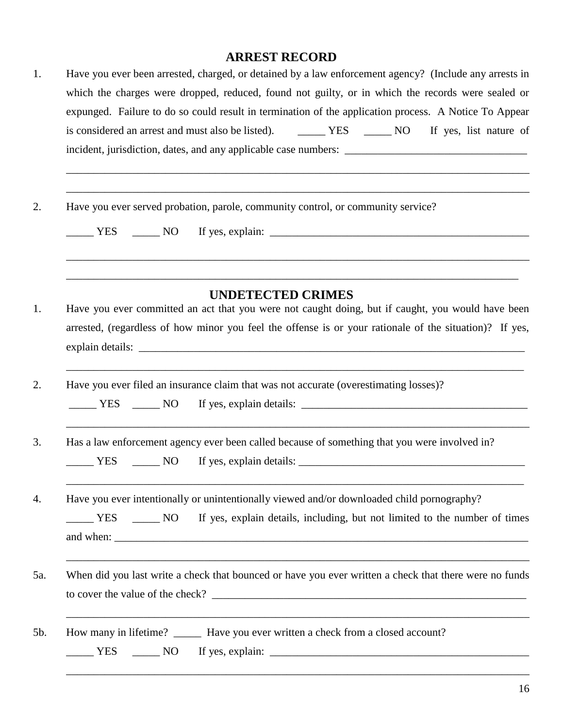## ARREST RECORD

1. Have you ever been arrested, charged, or detained by a law enforcement agency? (Include any arrests in which the charges were dropped, reduced, found not guilty, or in which the records were sealed or expunged. Failure to do so could result in termination of the application process. A Notice To Appear is considered an arrest and must also be listed). _____ YES _____ NO If yes, list nature of incident, jurisdiction, dates, and any applicable case numbers: _________________________________

_____________________________________________________________________________________

_____________________________________________________________________________________

2. Have you ever served probation, parole, community control, or community service?

   _____ YES _____ NO If yes, explain: _________________________________________________

_____________________________________________________________________________________

_____________________________________________________________________________________

## UNDETECTED CRIMES

1. Have you ever committed an act that you were not caught doing, but if caught, you would have been arrested, (regardless of how minor you feel the offense is or your rationale of the situation)? If yes, explain details: ___________________________________________________________________________

_____________________________________________________________________________________

2. Have you ever filed an insurance claim that was not accurate (overestimating losses)?

   _____ YES _____ NO If yes, explain details: ___________________________________________

_____________________________________________________________________________________

3. Has a law enforcement agency ever been called because of something that you were involved in?

   _____ YES _____ NO If yes, explain details: ___________________________________________

_____________________________________________________________________________________

4. Have you ever intentionally or unintentionally viewed and/or downloaded child pornography?

   _____ YES _____ NO If yes, explain details, including, but not limited to the number of times and when: _____________________________________________________________________________

_____________________________________________________________________________________

5a. When did you last write a check that bounced or have you ever written a check that there were no funds to cover the value of the check? ___________________________________________________________

_____________________________________________________________________________________

5b. How many in lifetime? _____ Have you ever written a check from a closed account?

   _____ YES _____ NO If yes, explain: _________________________________________________

_____________________________________________________________________________________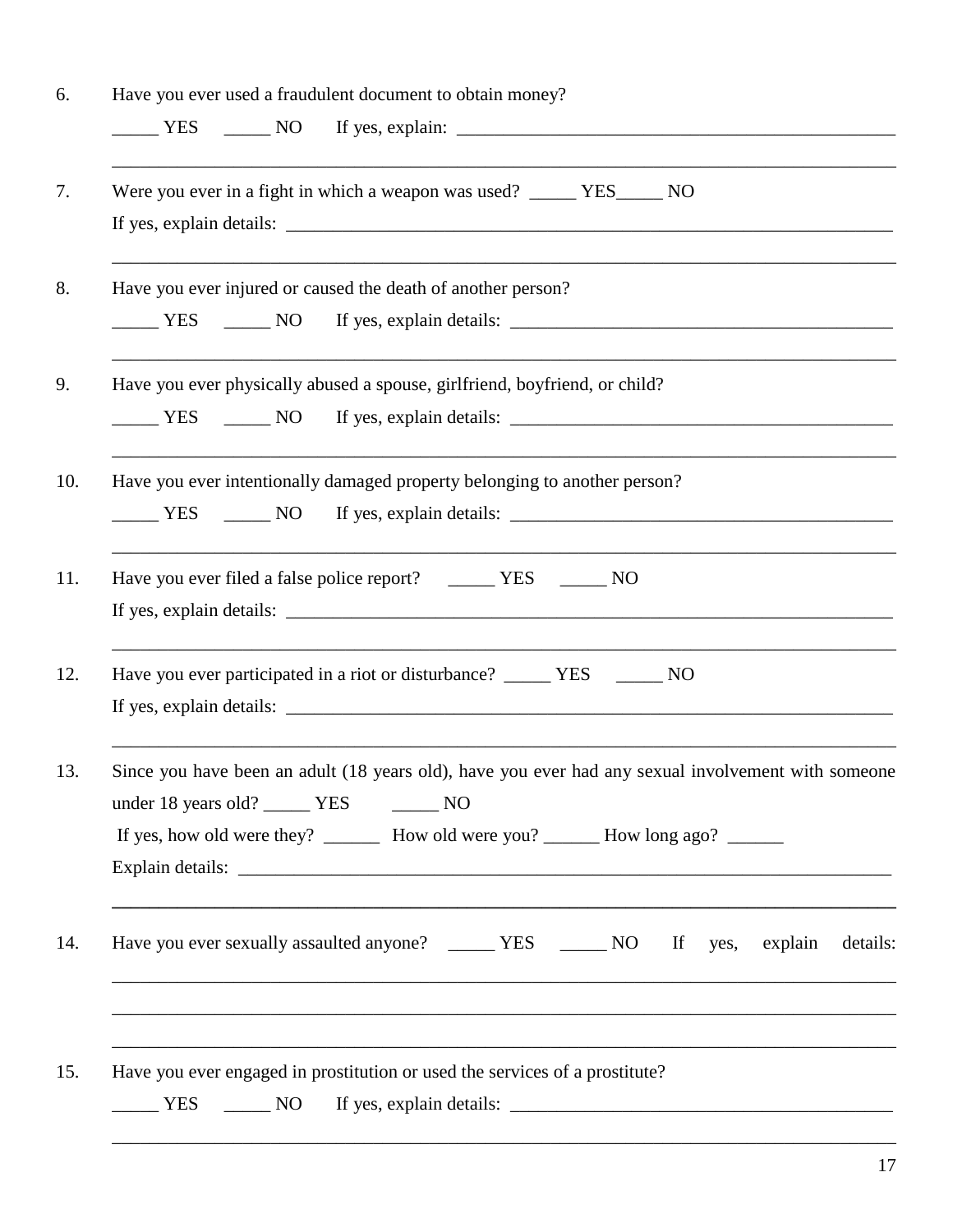6. Have you ever used a fraudulent document to obtain money?

   _____ YES _____ NO If yes, explain: _______________________________________________

   _______________________________________________________________________________

7. Were you ever in a fight in which a weapon was used? _____ YES_____ NO

   If yes, explain details: _________________________________________________________

   _______________________________________________________________________________

8. Have you ever injured or caused the death of another person?

   _____ YES _____ NO If yes, explain details: ________________________________________

   _______________________________________________________________________________

9. Have you ever physically abused a spouse, girlfriend, boyfriend, or child?

   _____ YES _____ NO If yes, explain details: ________________________________________

   _______________________________________________________________________________

10. Have you ever intentionally damaged property belonging to another person?

    _____ YES _____ NO If yes, explain details: ________________________________________

    _______________________________________________________________________________

11. Have you ever filed a false police report? _____ YES _____ NO

    If yes, explain details: _________________________________________________________

    _______________________________________________________________________________

12. Have you ever participated in a riot or disturbance? _____ YES _____ NO

    If yes, explain details: _________________________________________________________

    _______________________________________________________________________________

13. Since you have been an adult (18 years old), have you ever had any sexual involvement with someone under 18 years old? _____ YES _____ NO

    If yes, how old were they? ______ How old were you? ______ How long ago? ______

    Explain details: ______________________________________________________________

    _______________________________________________________________________________

14. Have you ever sexually assaulted anyone? _____ YES _____ NO If yes, explain details:

    _______________________________________________________________________________

    _______________________________________________________________________________

    _______________________________________________________________________________

15. Have you ever engaged in prostitution or used the services of a prostitute?

    _____ YES _____ NO If yes, explain details: ________________________________________

    _______________________________________________________________________________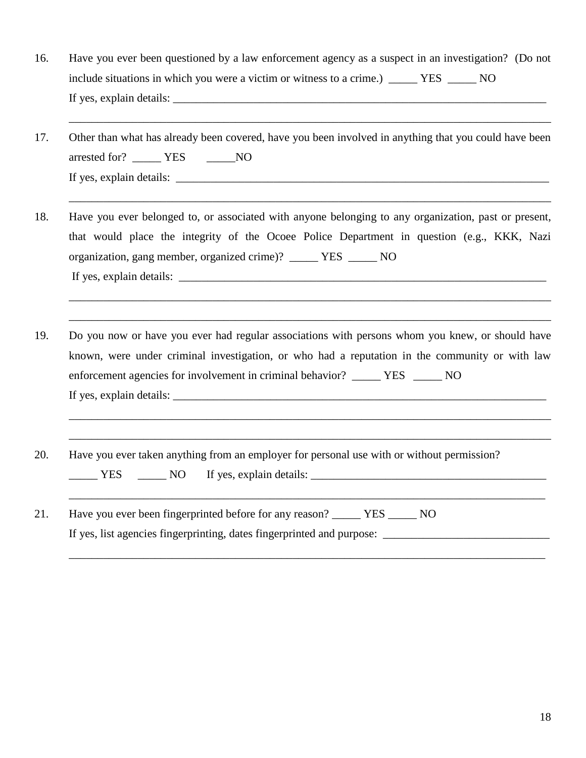16. Have you ever been questioned by a law enforcement agency as a suspect in an investigation? (Do not include situations in which you were a victim or witness to a crime.) _____ YES _____ NO
    If yes, explain details: ____________________________________________________________________
    ________________________________________________________________________________

17. Other than what has already been covered, have you been involved in anything that you could have been arrested for? _____ YES _____NO
    If yes, explain details: ____________________________________________________________________
    ________________________________________________________________________________

18. Have you ever belonged to, or associated with anyone belonging to any organization, past or present, that would place the integrity of the Ocoee Police Department in question (e.g., KKK, Nazi organization, gang member, organized crime)? _____ YES _____ NO
    If yes, explain details: ____________________________________________________________________
    ________________________________________________________________________________
    ________________________________________________________________________________

19. Do you now or have you ever had regular associations with persons whom you knew, or should have known, were under criminal investigation, or who had a reputation in the community or with law enforcement agencies for involvement in criminal behavior? _____ YES _____ NO
    If yes, explain details: ____________________________________________________________________
    ________________________________________________________________________________
    ________________________________________________________________________________

20. Have you ever taken anything from an employer for personal use with or without permission?
    _____ YES _____ NO If yes, explain details: ________________________________________
    ________________________________________________________________________________

21. Have you ever been fingerprinted before for any reason? _____ YES _____ NO
    If yes, list agencies fingerprinting, dates fingerprinted and purpose: _____________________________
    ________________________________________________________________________________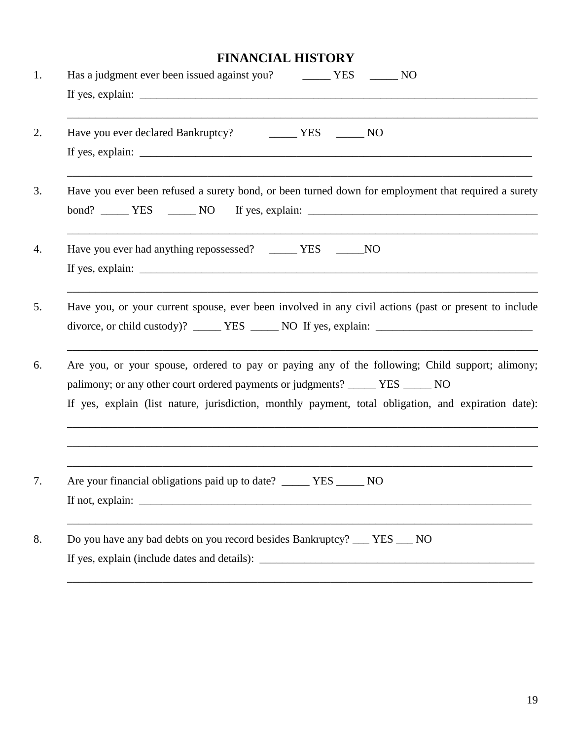# FINANCIAL HISTORY

1. Has a judgment ever been issued against you? _____ YES _____ NO

   If yes, explain: ______________________________________________________________________________

   ______________________________________________________________________________________________

2. Have you ever declared Bankruptcy? _____ YES _____ NO

   If yes, explain: ______________________________________________________________________________

   ______________________________________________________________________________________________

3. Have you ever been refused a surety bond, or been turned down for employment that required a surety bond? _____ YES _____ NO If yes, explain: ___________________________________________

   ______________________________________________________________________________________________

4. Have you ever had anything repossessed? _____ YES _____NO

   If yes, explain: ______________________________________________________________________________

   ______________________________________________________________________________________________

5. Have you, or your current spouse, ever been involved in any civil actions (past or present to include divorce, or child custody)? _____ YES _____ NO If yes, explain: ____________________________

   ______________________________________________________________________________________________

6. Are you, or your spouse, ordered to pay or paying any of the following; Child support; alimony; palimony; or any other court ordered payments or judgments? _____ YES _____ NO

   If yes, explain (list nature, jurisdiction, monthly payment, total obligation, and expiration date):

   ______________________________________________________________________________________________

   ______________________________________________________________________________________________

   ______________________________________________________________________________________________

7. Are your financial obligations paid up to date? _____ YES _____ NO

   If not, explain: ______________________________________________________________________________

   ______________________________________________________________________________________________

8. Do you have any bad debts on you record besides Bankruptcy? ___ YES ___ NO

   If yes, explain (include dates and details): ___________________________________________________

   ______________________________________________________________________________________________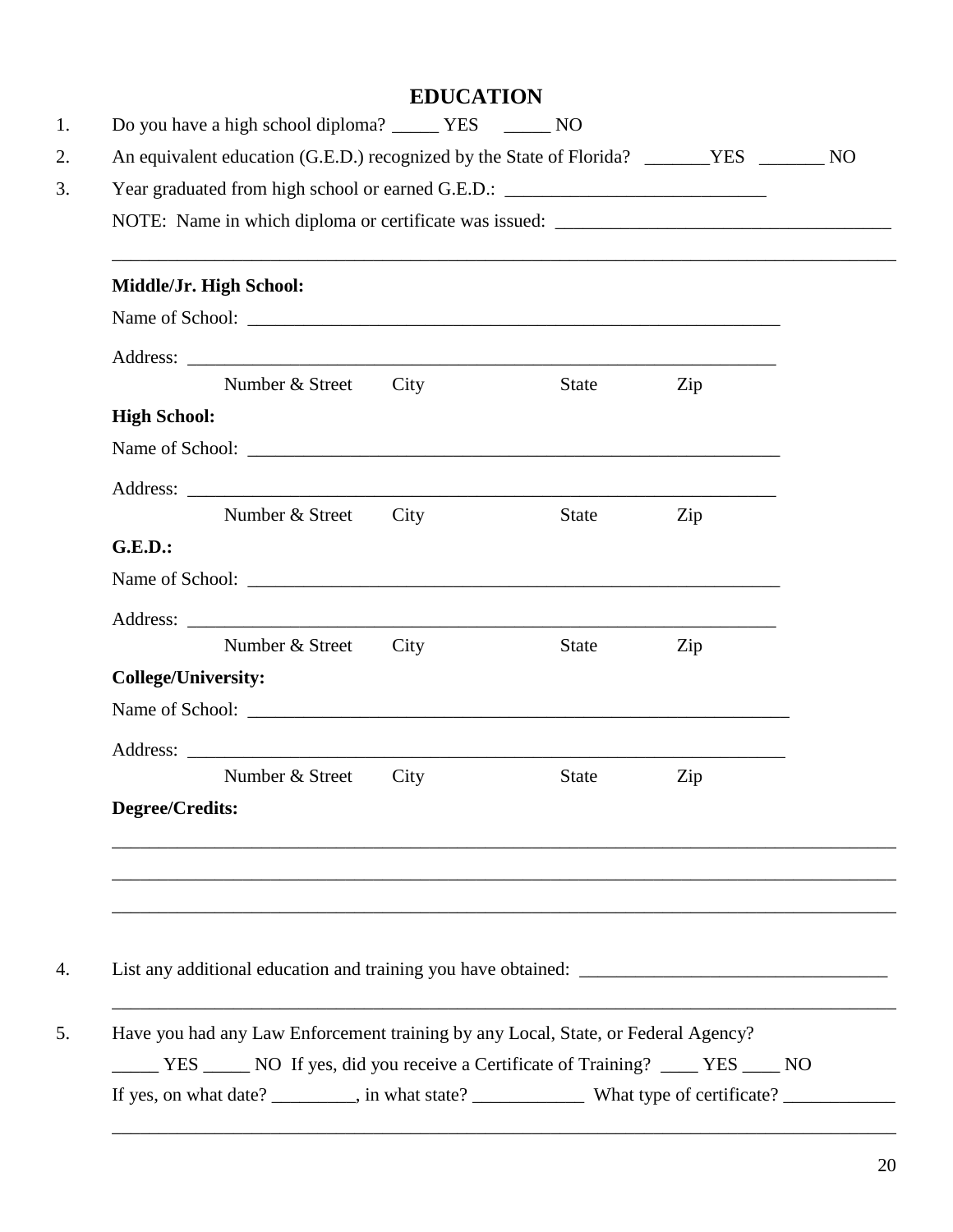# EDUCATION

1. Do you have a high school diploma? _____ YES _____ NO
2. An equivalent education (G.E.D.) recognized by the State of Florida? _______YES _______ NO
3. Year graduated from high school or earned G.E.D.: ____________________________

   NOTE: Name in which diploma or certificate was issued: ___________________________________

   _________________________________________________________________________________

   **Middle/Jr. High School:**

   Name of School: ___________________________________________________________

   Address: _________________________________________________________________
   Number & Street City State Zip

   **High School:**

   Name of School: ___________________________________________________________

   Address: _________________________________________________________________
   Number & Street City State Zip

   **G.E.D.:**

   Name of School: ___________________________________________________________

   Address: _________________________________________________________________
   Number & Street City State Zip

   **College/University:**

   Name of School: ___________________________________________________________

   Address: _________________________________________________________________
   Number & Street City State Zip

   **Degree/Credits:**

   _________________________________________________________________________________

   _________________________________________________________________________________

   _________________________________________________________________________________

4. List any additional education and training you have obtained: _________________________________

   _________________________________________________________________________________

5. Have you had any Law Enforcement training by any Local, State, or Federal Agency?

   _____ YES _____ NO If yes, did you receive a Certificate of Training? ____ YES ____ NO

   If yes, on what date? _________, in what state? ____________ What type of certificate? ____________

   _________________________________________________________________________________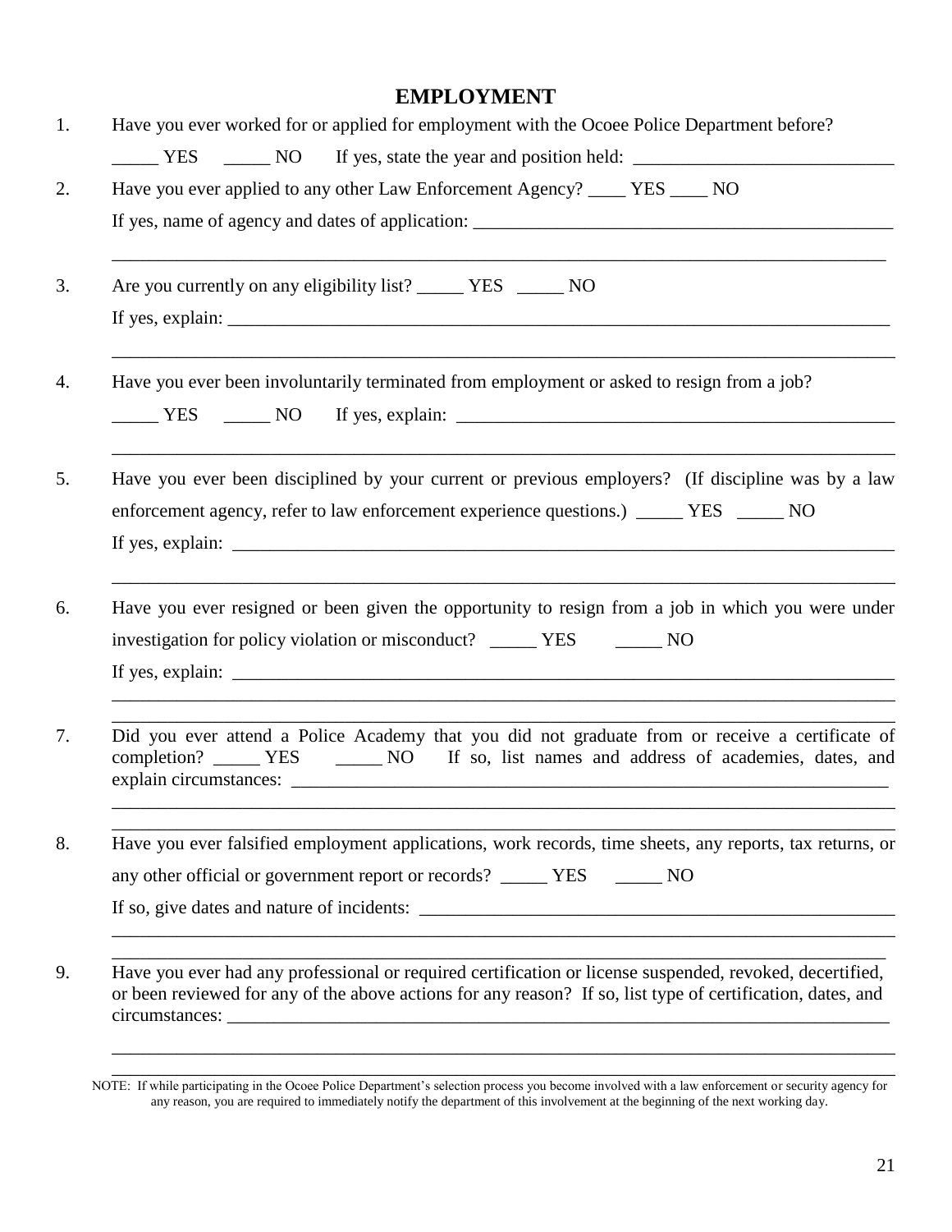## EMPLOYMENT

1. Have you ever worked for or applied for employment with the Ocoee Police Department before?

   _____ YES _____ NO If yes, state the year and position held: ____________________________

2. Have you ever applied to any other Law Enforcement Agency? ____ YES ____ NO

   If yes, name of agency and dates of application: ______________________________________________

   ________________________________________________________________________________

3. Are you currently on any eligibility list? _____ YES _____ NO

   If yes, explain: ___________________________________________________________________________

   ________________________________________________________________________________

4. Have you ever been involuntarily terminated from employment or asked to resign from a job?

   _____ YES _____ NO If yes, explain: ________________________________________________

   ________________________________________________________________________________

5. Have you ever been disciplined by your current or previous employers? (If discipline was by a law enforcement agency, refer to law enforcement experience questions.) _____ YES _____ NO

   If yes, explain: ___________________________________________________________________________

   ________________________________________________________________________________

6. Have you ever resigned or been given the opportunity to resign from a job in which you were under investigation for policy violation or misconduct? _____ YES _____ NO

   If yes, explain: ___________________________________________________________________________

   ________________________________________________________________________________

   ________________________________________________________________________________

7. Did you ever attend a Police Academy that you did not graduate from or receive a certificate of completion? _____ YES _____ NO If so, list names and address of academies, dates, and explain circumstances: ____________________________________________________________________

   ________________________________________________________________________________

   ________________________________________________________________________________

8. Have you ever falsified employment applications, work records, time sheets, any reports, tax returns, or any other official or government report or records? _____ YES _____ NO

   If so, give dates and nature of incidents: ______________________________________________________

   ________________________________________________________________________________

   ________________________________________________________________________________

9. Have you ever had any professional or required certification or license suspended, revoked, decertified, or been reviewed for any of the above actions for any reason? If so, list type of certification, dates, and circumstances: ________________________________________________________________________

   ________________________________________________________________________________

   ________________________________________________________________________________

NOTE: If while participating in the Ocoee Police Department's selection process you become involved with a law enforcement or security agency for any reason, you are required to immediately notify the department of this involvement at the beginning of the next working day.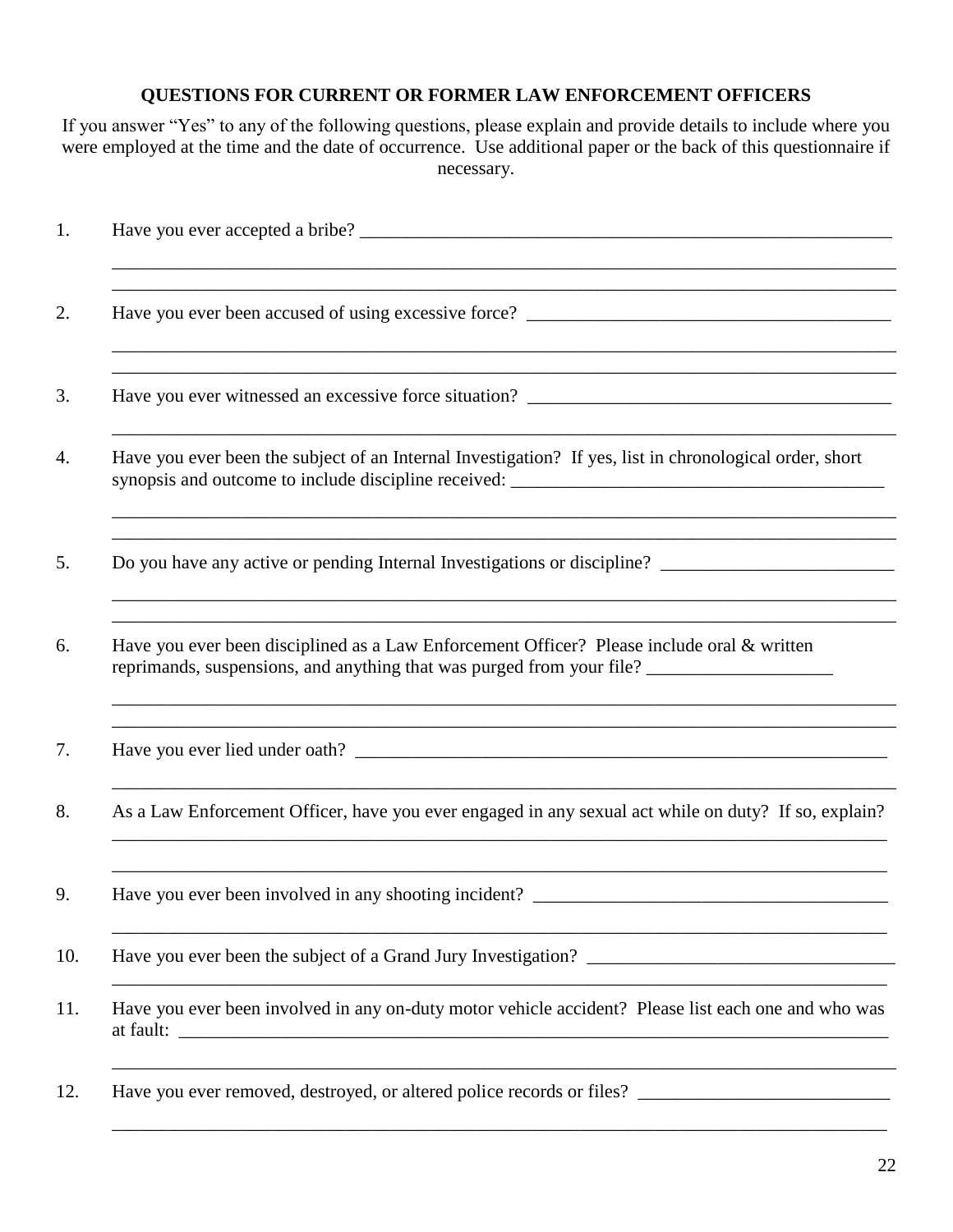**QUESTIONS FOR CURRENT OR FORMER LAW ENFORCEMENT OFFICERS**

If you answer "Yes" to any of the following questions, please explain and provide details to include where you were employed at the time and the date of occurrence. Use additional paper or the back of this questionnaire if necessary.

1. Have you ever accepted a bribe? ____________________________________________________________

 ________________________________________________________________________________

 ________________________________________________________________________________

2. Have you ever been accused of using excessive force? ________________________________________

 ________________________________________________________________________________

 ________________________________________________________________________________

3. Have you ever witnessed an excessive force situation? ________________________________________

 ________________________________________________________________________________

4. Have you ever been the subject of an Internal Investigation? If yes, list in chronological order, short synopsis and outcome to include discipline received: ________________________________________

 ________________________________________________________________________________

 ________________________________________________________________________________

5. Do you have any active or pending Internal Investigations or discipline? _________________________

 ________________________________________________________________________________

 ________________________________________________________________________________

6. Have you ever been disciplined as a Law Enforcement Officer? Please include oral & written reprimands, suspensions, and anything that was purged from your file? ____________________

 ________________________________________________________________________________

 ________________________________________________________________________________

7. Have you ever lied under oath? ____________________________________________________________

 ________________________________________________________________________________

8. As a Law Enforcement Officer, have you ever engaged in any sexual act while on duty? If so, explain?

 ________________________________________________________________________________

 ________________________________________________________________________________

9. Have you ever been involved in any shooting incident? _______________________________________

 ________________________________________________________________________________

10. Have you ever been the subject of a Grand Jury Investigation? _________________________________

 ________________________________________________________________________________

11. Have you ever been involved in any on-duty motor vehicle accident? Please list each one and who was at fault: ________________________________________________________________________________

 ________________________________________________________________________________

12. Have you ever removed, destroyed, or altered police records or files? ___________________________

 ________________________________________________________________________________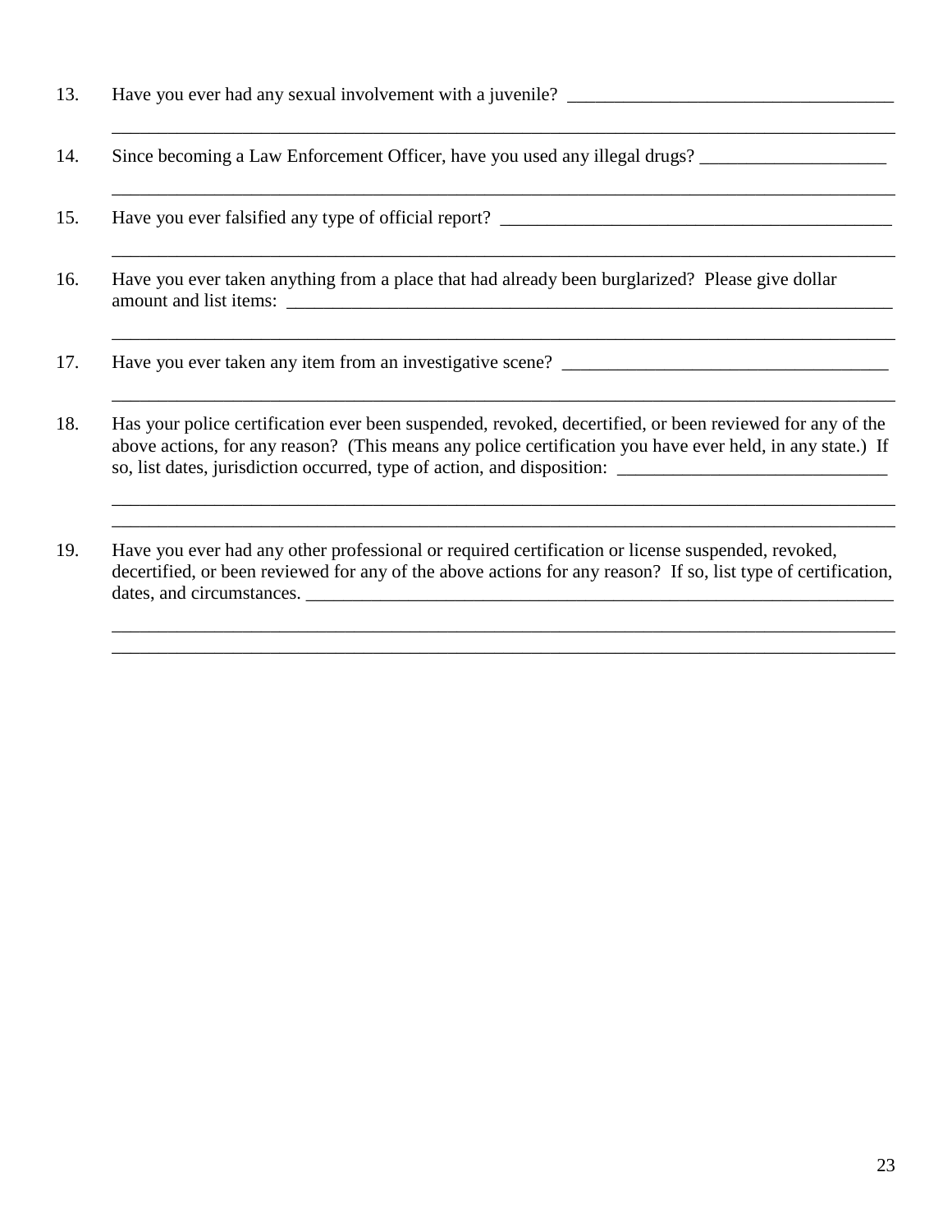13. Have you ever had any sexual involvement with a juvenile? ___________________________________

_____________________________________________________________________________________

14. Since becoming a Law Enforcement Officer, have you used any illegal drugs? ____________________

_____________________________________________________________________________________

15. Have you ever falsified any type of official report? __________________________________________

_____________________________________________________________________________________

16. Have you ever taken anything from a place that had already been burglarized? Please give dollar amount and list items: ____________________________________________________________________

_____________________________________________________________________________________

17. Have you ever taken any item from an investigative scene? ___________________________________

_____________________________________________________________________________________

18. Has your police certification ever been suspended, revoked, decertified, or been reviewed for any of the above actions, for any reason? (This means any police certification you have ever held, in any state.) If so, list dates, jurisdiction occurred, type of action, and disposition: _____________________________

_____________________________________________________________________________________

_____________________________________________________________________________________

19. Have you ever had any other professional or required certification or license suspended, revoked, decertified, or been reviewed for any of the above actions for any reason? If so, list type of certification, dates, and circumstances. ___________________________________________________________________

_____________________________________________________________________________________

_____________________________________________________________________________________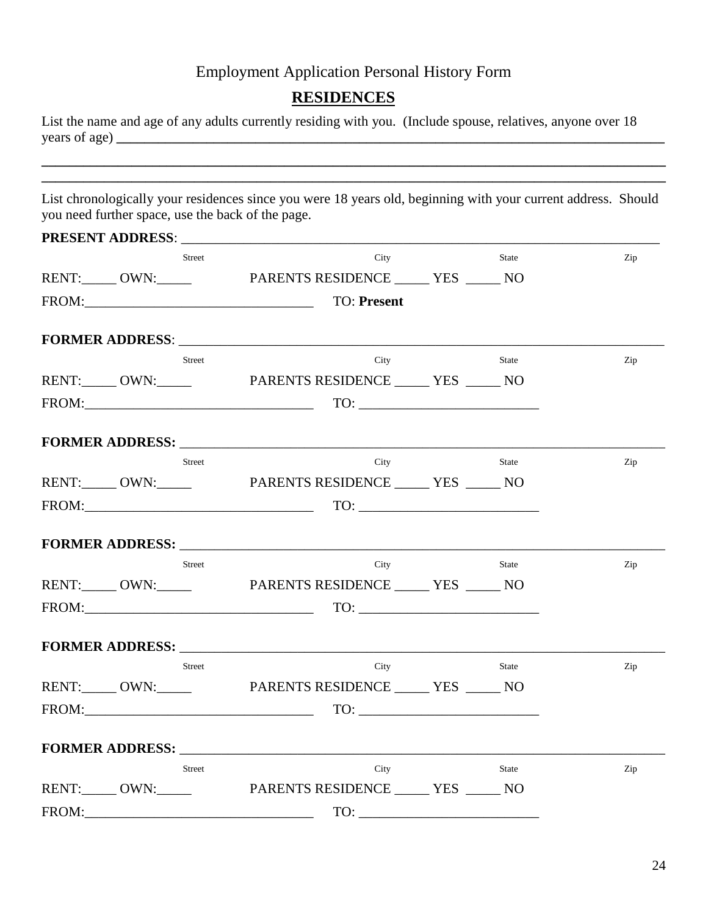Employment Application Personal History Form

## RESIDENCES

List the name and age of any adults currently residing with you. (Include spouse, relatives, anyone over 18 years of age) ____________________________________________________________________________

____________________________________________________________________________

____________________________________________________________________________

List chronologically your residences since you were 18 years old, beginning with your current address. Should you need further space, use the back of the page.

**PRESENT ADDRESS**: ____________________________________________________________________

Street City State Zip

RENT:_____ OWN:_____ PARENTS RESIDENCE _____ YES _____ NO

FROM:_________________________________ TO: **Present**

**FORMER ADDRESS**: ____________________________________________________________________

Street City State Zip

RENT:_____ OWN:_____ PARENTS RESIDENCE _____ YES _____ NO

FROM:_________________________________ TO: __________________________

**FORMER ADDRESS:** ____________________________________________________________________

Street City State Zip

RENT:_____ OWN:_____ PARENTS RESIDENCE _____ YES _____ NO

FROM:_________________________________ TO: __________________________

**FORMER ADDRESS:** ____________________________________________________________________

Street City State Zip

RENT:_____ OWN:_____ PARENTS RESIDENCE _____ YES _____ NO

FROM:_________________________________ TO: __________________________

**FORMER ADDRESS:** ____________________________________________________________________

Street City State Zip

RENT:_____ OWN:_____ PARENTS RESIDENCE _____ YES _____ NO

FROM:_________________________________ TO: __________________________

**FORMER ADDRESS:** ____________________________________________________________________

Street City State Zip

RENT:_____ OWN:_____ PARENTS RESIDENCE _____ YES _____ NO

FROM:_________________________________ TO: __________________________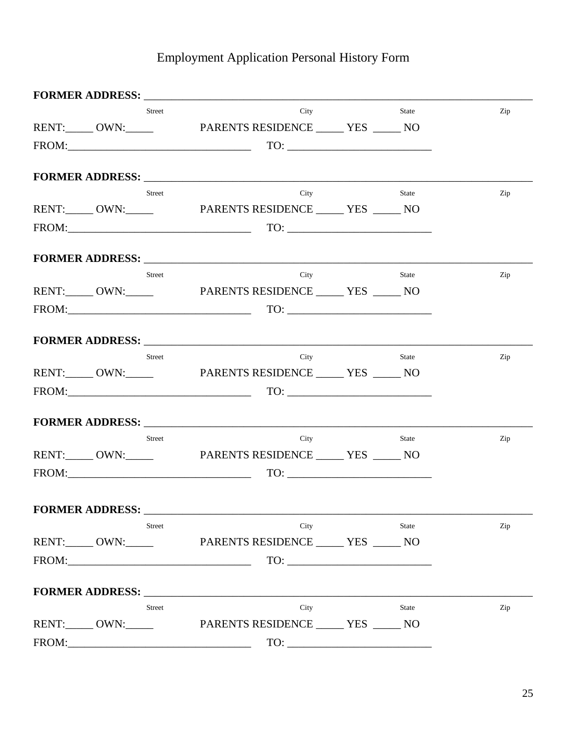# Employment Application Personal History Form

**FORMER ADDRESS:** ______________________________________________________________________
Street City State Zip

RENT:_____ OWN:_____ PARENTS RESIDENCE _____ YES _____ NO

FROM:________________________________ TO: __________________________

**FORMER ADDRESS:** ______________________________________________________________________
Street City State Zip

RENT:_____ OWN:_____ PARENTS RESIDENCE _____ YES _____ NO

FROM:________________________________ TO: __________________________

**FORMER ADDRESS:** ______________________________________________________________________
Street City State Zip

RENT:_____ OWN:_____ PARENTS RESIDENCE _____ YES _____ NO

FROM:________________________________ TO: __________________________

**FORMER ADDRESS:** ______________________________________________________________________
Street City State Zip

RENT:_____ OWN:_____ PARENTS RESIDENCE _____ YES _____ NO

FROM:________________________________ TO: __________________________

**FORMER ADDRESS:** ______________________________________________________________________
Street City State Zip

RENT:_____ OWN:_____ PARENTS RESIDENCE _____ YES _____ NO

FROM:________________________________ TO: __________________________

**FORMER ADDRESS:** ______________________________________________________________________
Street City State Zip

RENT:_____ OWN:_____ PARENTS RESIDENCE _____ YES _____ NO

FROM:________________________________ TO: __________________________

**FORMER ADDRESS:** ______________________________________________________________________
Street City State Zip

RENT:_____ OWN:_____ PARENTS RESIDENCE _____ YES _____ NO

FROM:________________________________ TO: __________________________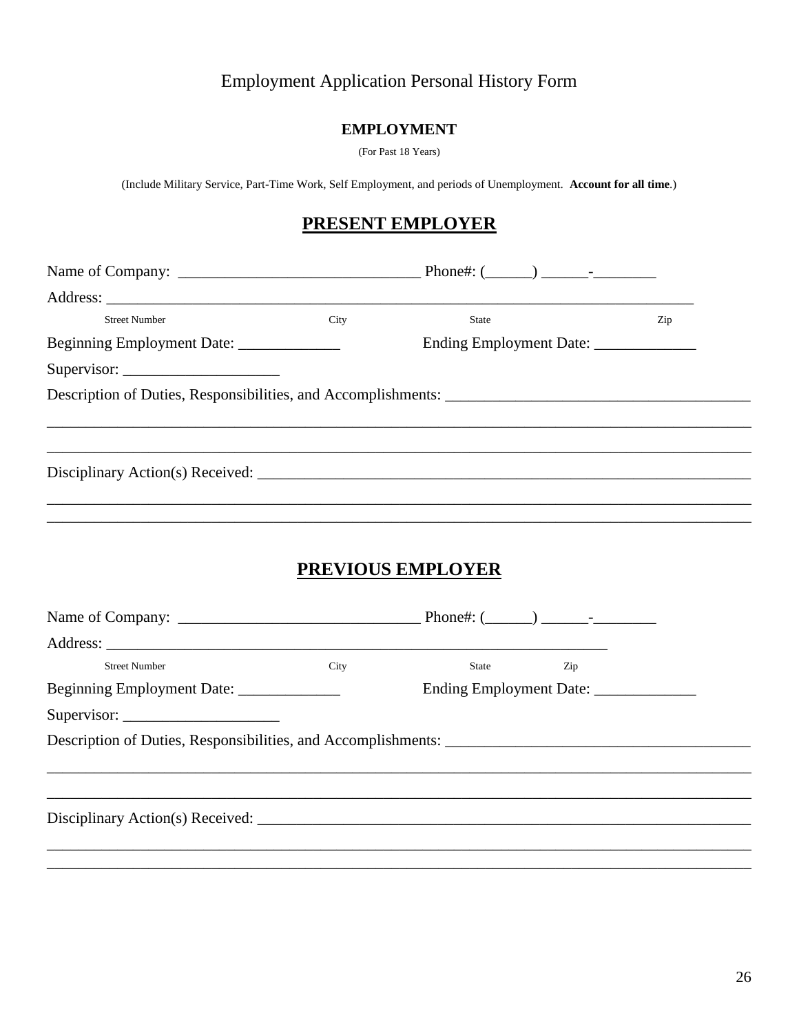# Employment Application Personal History Form

## EMPLOYMENT

(For Past 18 Years)

(Include Military Service, Part-Time Work, Self Employment, and periods of Unemployment. **Account for all time**.)

## PRESENT EMPLOYER

Name of Company: ______________________________ Phone#: (______) ______-________

Address: ___________________________________________________________________________

Street Number City State Zip

Beginning Employment Date: _____________ Ending Employment Date: _____________

Supervisor: ____________________

Description of Duties, Responsibilities, and Accomplishments: ______________________________________

_______________________________________________________________________________________

_______________________________________________________________________________________

Disciplinary Action(s) Received: _________________________________________________________________

_______________________________________________________________________________________

_______________________________________________________________________________________

## PREVIOUS EMPLOYER

Name of Company: ______________________________ Phone#: (______) ______-________

Address: _________________________________________________________________

Street Number City State Zip

Beginning Employment Date: _____________ Ending Employment Date: _____________

Supervisor: ____________________

Description of Duties, Responsibilities, and Accomplishments: ______________________________________

_______________________________________________________________________________________

_______________________________________________________________________________________

Disciplinary Action(s) Received: _________________________________________________________________

_______________________________________________________________________________________

_______________________________________________________________________________________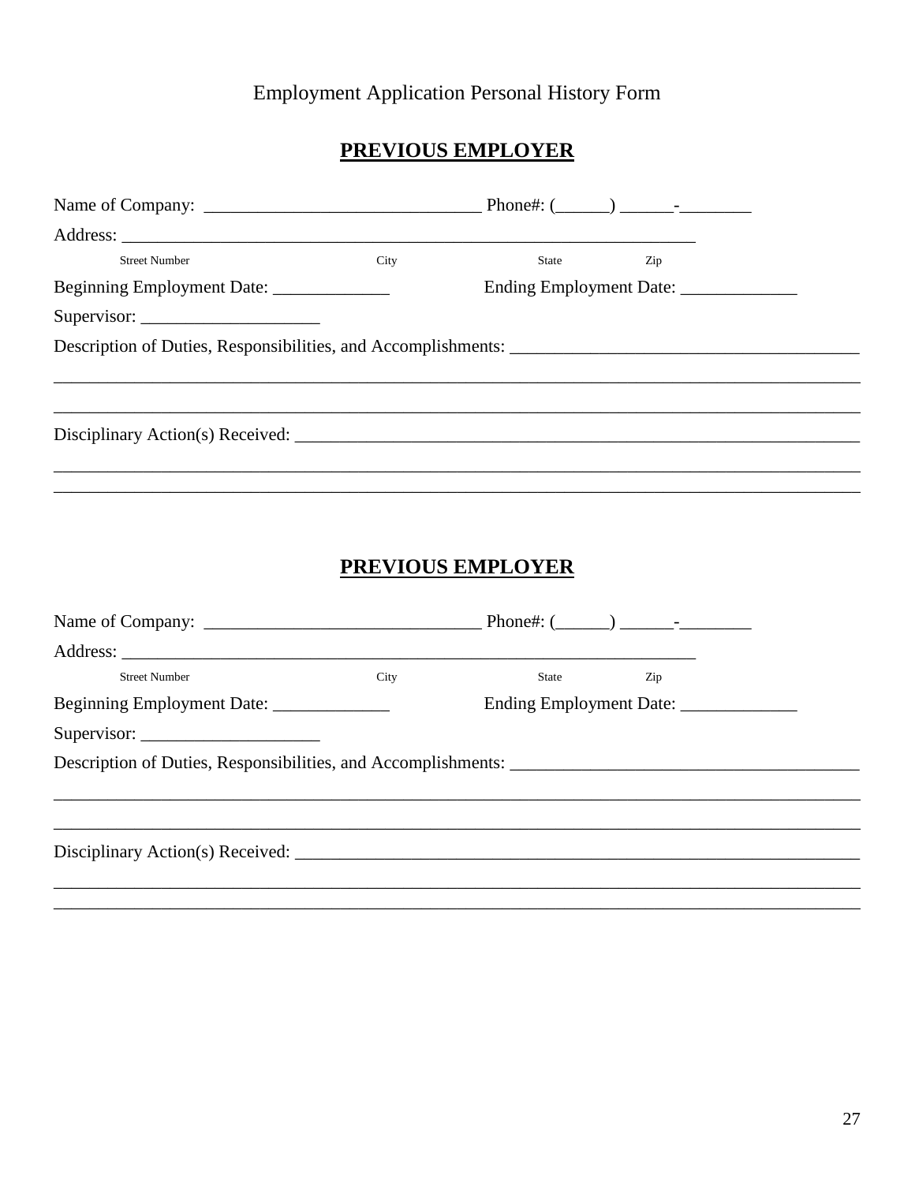Employment Application Personal History Form

## PREVIOUS EMPLOYER

Name of Company: ______________________________ Phone#: (______) ______-________

Address: _________________________________________________________________

Street Number City State Zip

Beginning Employment Date: _____________ Ending Employment Date: _____________

Supervisor: ____________________

Description of Duties, Responsibilities, and Accomplishments: ______________________________________

_____________________________________________________________________________________________

_____________________________________________________________________________________________

Disciplinary Action(s) Received: __________________________________________________________________

_____________________________________________________________________________________________

_____________________________________________________________________________________________

## PREVIOUS EMPLOYER

Name of Company: ______________________________ Phone#: (______) ______-________

Address: _________________________________________________________________

Street Number City State Zip

Beginning Employment Date: _____________ Ending Employment Date: _____________

Supervisor: ____________________

Description of Duties, Responsibilities, and Accomplishments: ______________________________________

_____________________________________________________________________________________________

_____________________________________________________________________________________________

Disciplinary Action(s) Received: __________________________________________________________________

_____________________________________________________________________________________________

_____________________________________________________________________________________________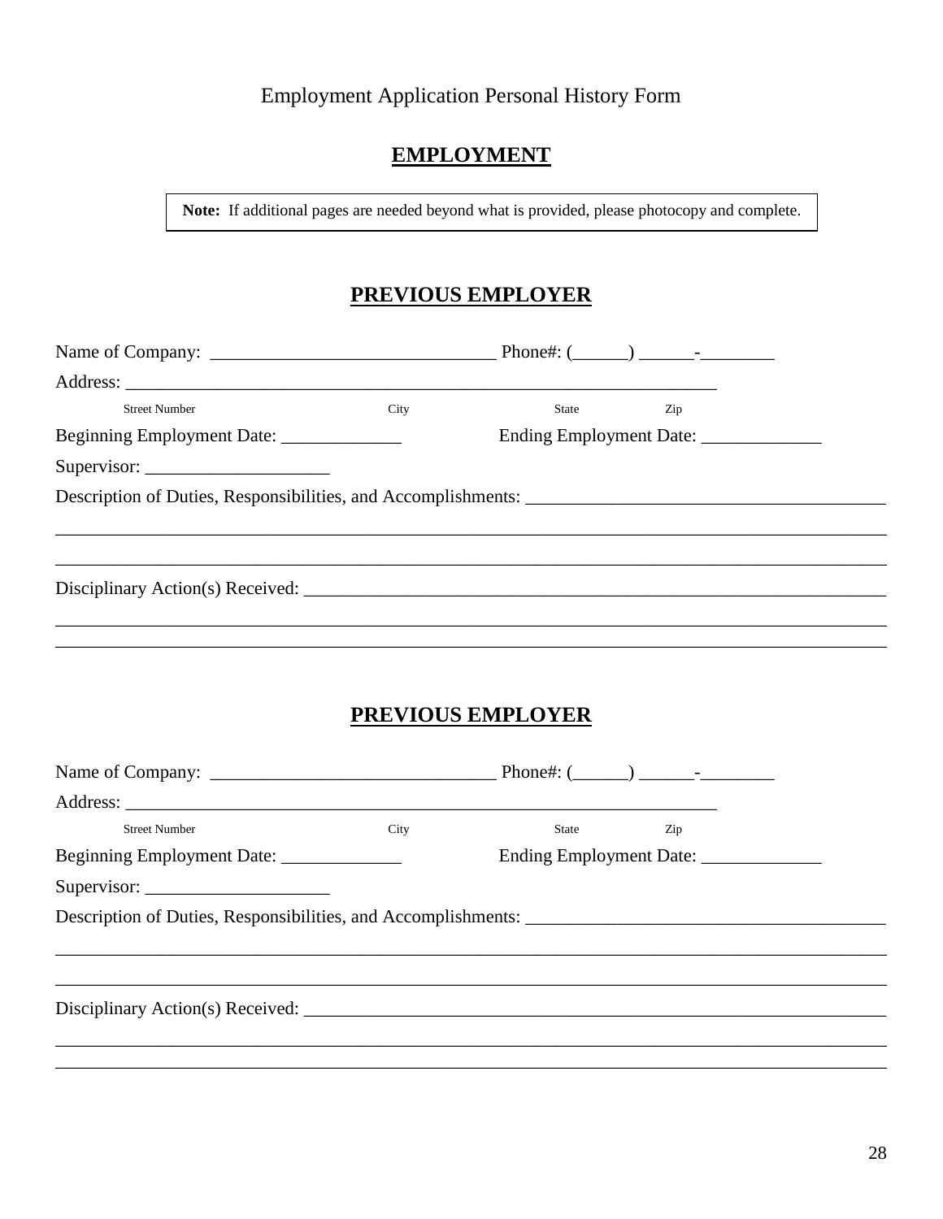Employment Application Personal History Form

## EMPLOYMENT

**Note:** If additional pages are needed beyond what is provided, please photocopy and complete.

## PREVIOUS EMPLOYER

Name of Company: ______________________________ Phone#: (______) ______-________

Address: _________________________________________________________________

Street Number City State Zip

Beginning Employment Date: _____________ Ending Employment Date: _____________

Supervisor: ____________________

Description of Duties, Responsibilities, and Accomplishments: ______________________________________

_____________________________________________________________________________________

_____________________________________________________________________________________

Disciplinary Action(s) Received: _________________________________________________________________

_____________________________________________________________________________________

_____________________________________________________________________________________

## PREVIOUS EMPLOYER

Name of Company: ______________________________ Phone#: (______) ______-________

Address: _________________________________________________________________

Street Number City State Zip

Beginning Employment Date: _____________ Ending Employment Date: _____________

Supervisor: ____________________

Description of Duties, Responsibilities, and Accomplishments: ______________________________________

_____________________________________________________________________________________

_____________________________________________________________________________________

Disciplinary Action(s) Received: _________________________________________________________________

_____________________________________________________________________________________

_____________________________________________________________________________________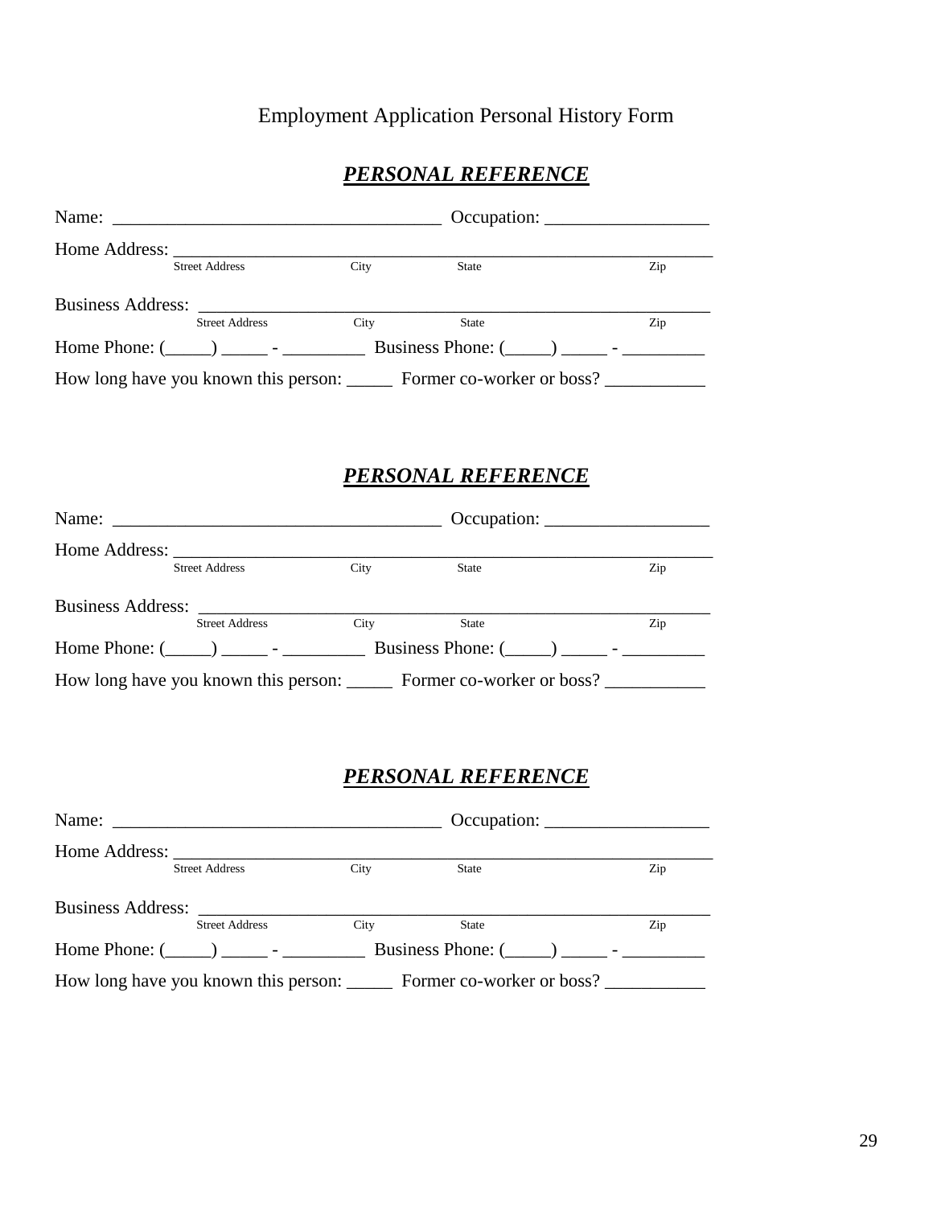Employment Application Personal History Form

## ***PERSONAL REFERENCE***

Name: ___________________________________ Occupation: _________________

Home Address: ___________________________________________________________
Street Address City State Zip

Business Address: _______________________________________________________
Street Address City State Zip

Home Phone: (_____) _____ - _________ Business Phone: (_____) _____ - _________

How long have you known this person: _____ Former co-worker or boss? ___________

## ***PERSONAL REFERENCE***

Name: ___________________________________ Occupation: _________________

Home Address: ___________________________________________________________
Street Address City State Zip

Business Address: _______________________________________________________
Street Address City State Zip

Home Phone: (_____) _____ - _________ Business Phone: (_____) _____ - _________

How long have you known this person: _____ Former co-worker or boss? ___________

## ***PERSONAL REFERENCE***

Name: ___________________________________ Occupation: _________________

Home Address: ___________________________________________________________
Street Address City State Zip

Business Address: _______________________________________________________
Street Address City State Zip

Home Phone: (_____) _____ - _________ Business Phone: (_____) _____ - _________

How long have you known this person: _____ Former co-worker or boss? ___________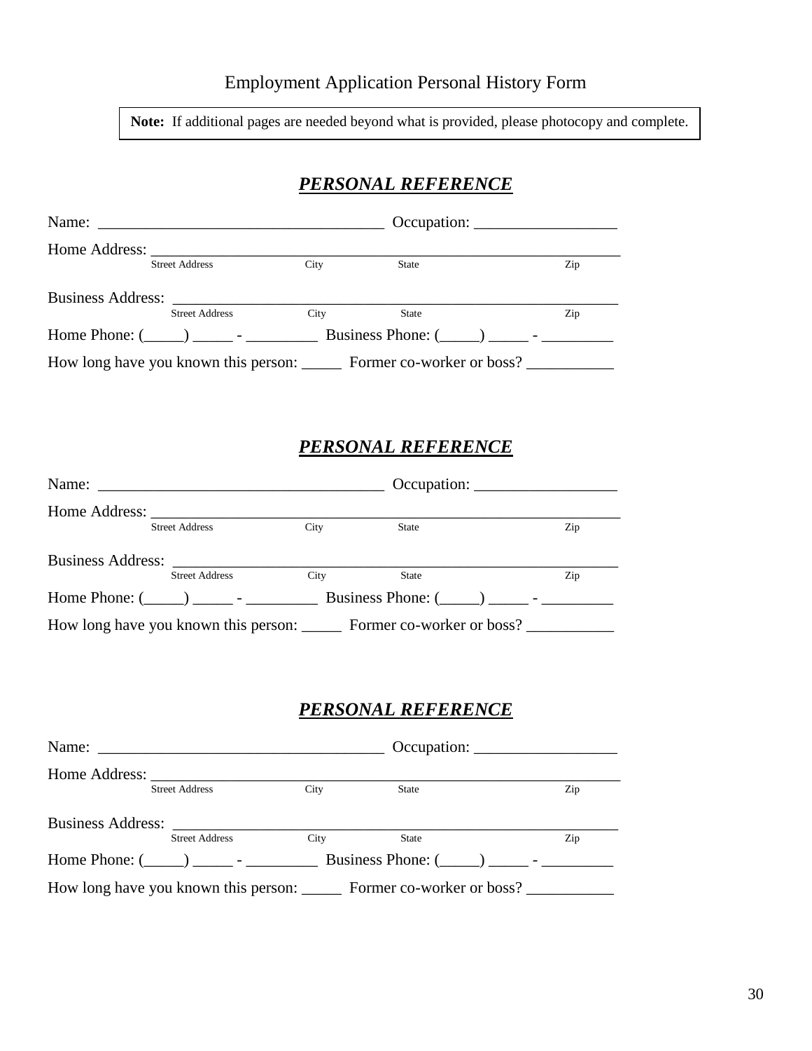# Employment Application Personal History Form

> **Note:** If additional pages are needed beyond what is provided, please photocopy and complete.

## ***PERSONAL REFERENCE***

Name: ___________________________________ Occupation: _________________

Home Address: ___________________________________________________________
Street Address          City          State          Zip

Business Address: _______________________________________________________
Street Address          City          State          Zip

Home Phone: (_____) _____ - _________ Business Phone: (_____) _____ - _________

How long have you known this person: _____ Former co-worker or boss? ___________

## ***PERSONAL REFERENCE***

Name: ___________________________________ Occupation: _________________

Home Address: ___________________________________________________________
Street Address          City          State          Zip

Business Address: _______________________________________________________
Street Address          City          State          Zip

Home Phone: (_____) _____ - _________ Business Phone: (_____) _____ - _________

How long have you known this person: _____ Former co-worker or boss? ___________

## ***PERSONAL REFERENCE***

Name: ___________________________________ Occupation: _________________

Home Address: ___________________________________________________________
Street Address          City          State          Zip

Business Address: _______________________________________________________
Street Address          City          State          Zip

Home Phone: (_____) _____ - _________ Business Phone: (_____) _____ - _________

How long have you known this person: _____ Former co-worker or boss? ___________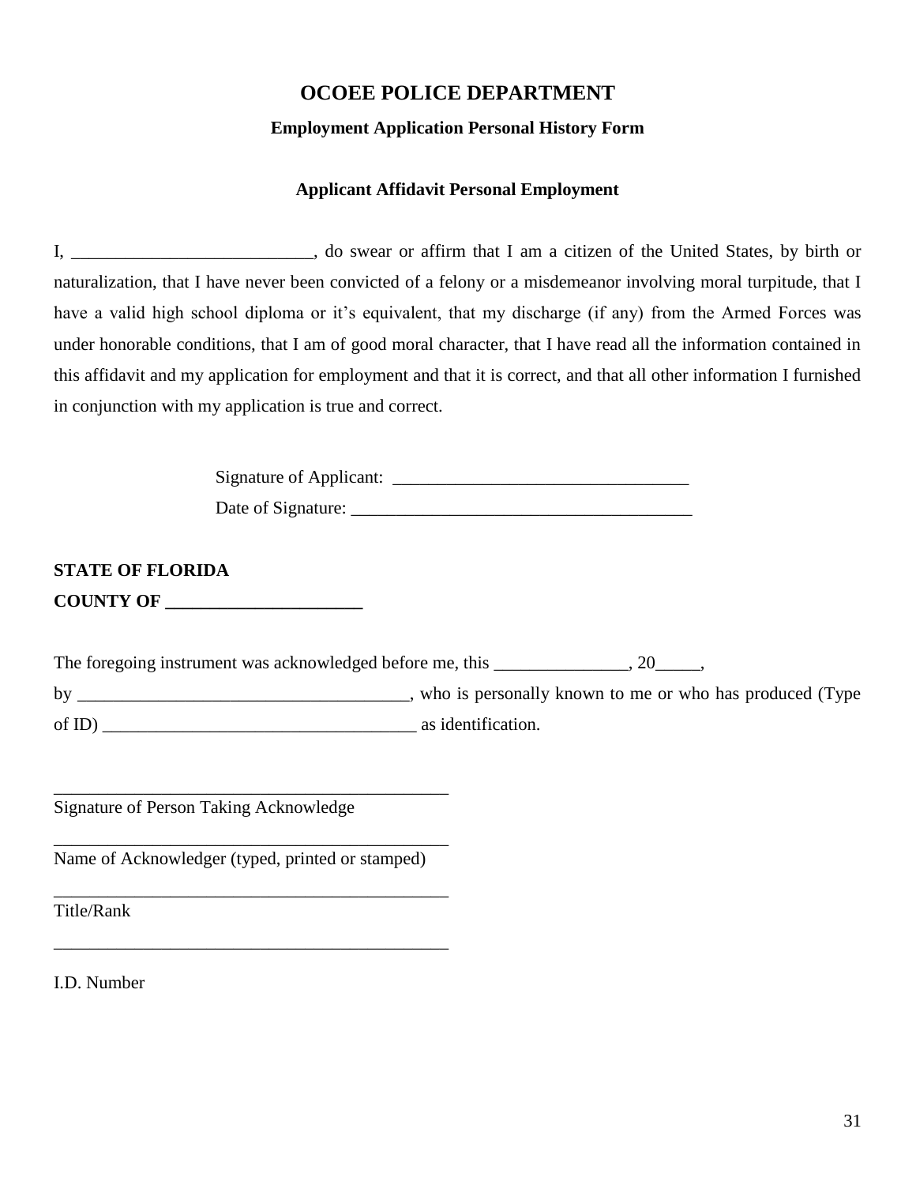# OCOEE POLICE DEPARTMENT

### Employment Application Personal History Form

### Applicant Affidavit Personal Employment

I, ___________________________, do swear or affirm that I am a citizen of the United States, by birth or naturalization, that I have never been convicted of a felony or a misdemeanor involving moral turpitude, that I have a valid high school diploma or it's equivalent, that my discharge (if any) from the Armed Forces was under honorable conditions, that I am of good moral character, that I have read all the information contained in this affidavit and my application for employment and that it is correct, and that all other information I furnished in conjunction with my application is true and correct.

Signature of Applicant: _________________________________

Date of Signature: ______________________________________

**STATE OF FLORIDA**

**COUNTY OF ______________________**

The foregoing instrument was acknowledged before me, this _______________, 20_____,

by _____________________________________, who is personally known to me or who has produced (Type of ID) ___________________________________ as identification.

_____________________________________________

Signature of Person Taking Acknowledge

_____________________________________________

Name of Acknowledger (typed, printed or stamped)

_____________________________________________

Title/Rank

_____________________________________________

I.D. Number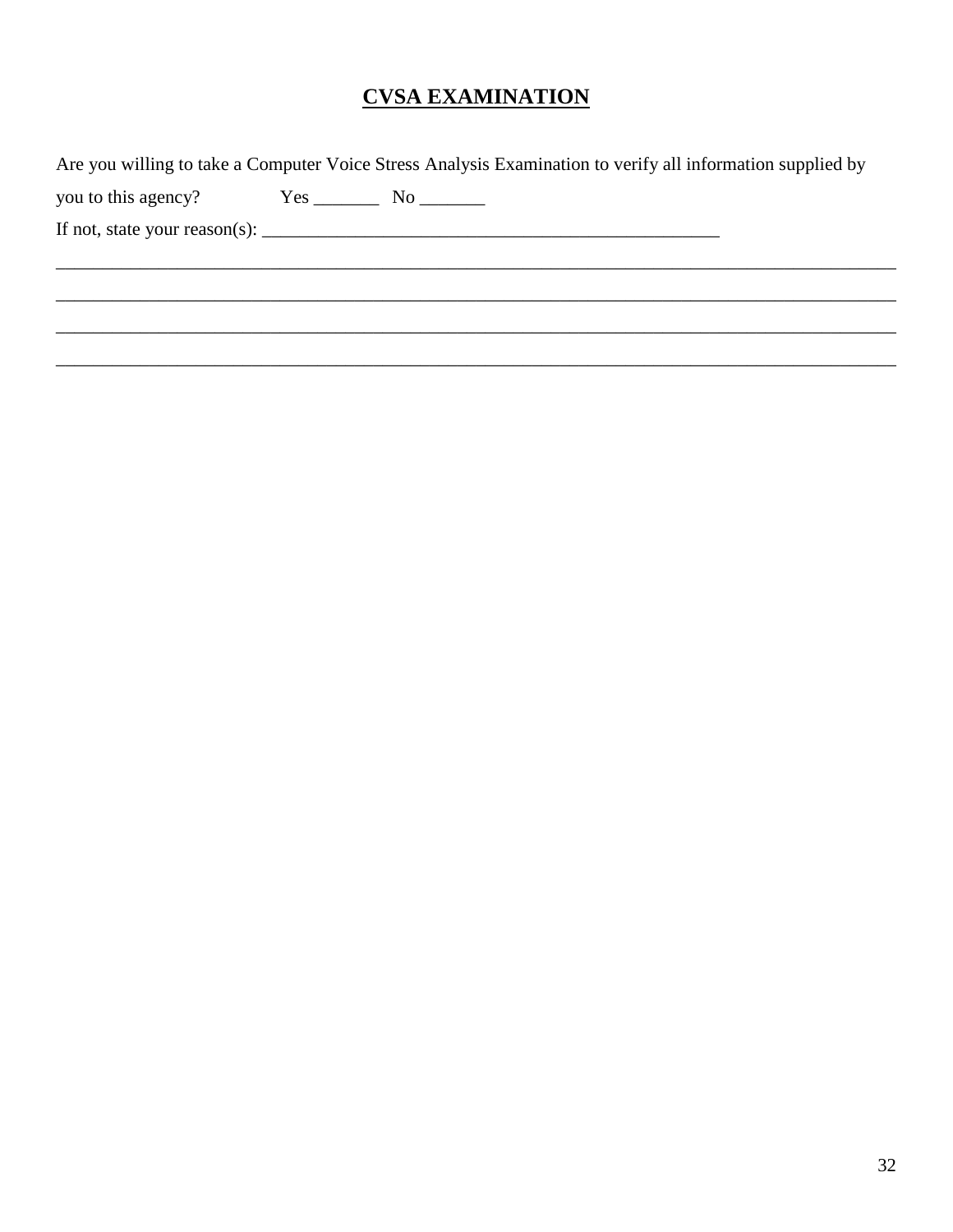# CVSA EXAMINATION

Are you willing to take a Computer Voice Stress Analysis Examination to verify all information supplied by you to this agency? Yes _______ No _______

If not, state your reason(s): ___________________________________________________

_____________________________________________________________________________________________

_____________________________________________________________________________________________

_____________________________________________________________________________________________

_____________________________________________________________________________________________